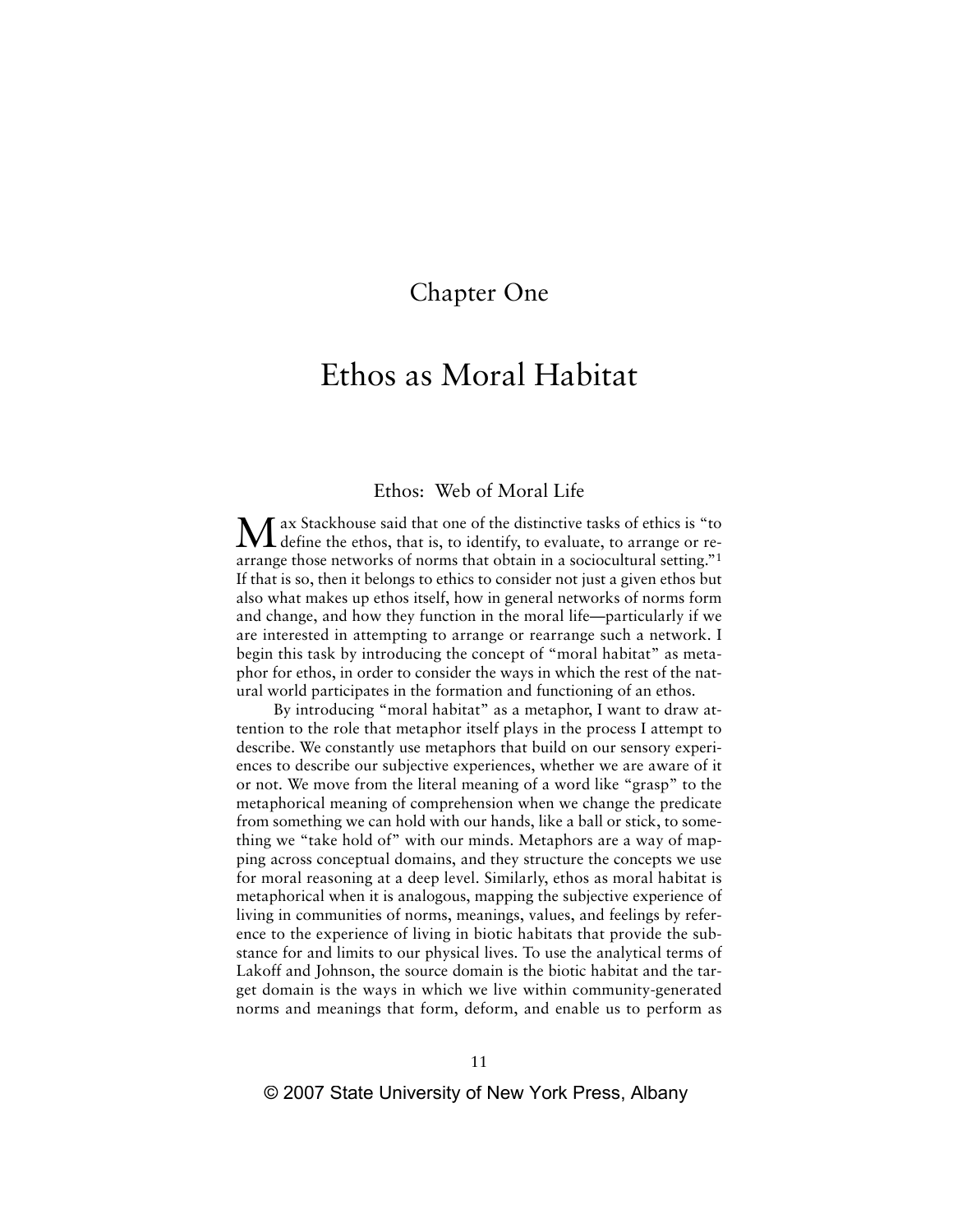# Chapter One

# Ethos as Moral Habitat

## Ethos: Web of Moral Life

Max Stackhouse said that one of the distinctive tasks of ethics is "to define the ethos, that is, to identify, to evaluate, to arrange or rearrange those networks of norms that obtain in a sociocultural setting."[1] If that is so, then it belongs to ethics to consider not just a given ethos but also what makes up ethos itself, how in general networks of norms form and change, and how they function in the moral life—particularly if we are interested in attempting to arrange or rearrange such a network. I begin this task by introducing the concept of "moral habitat" as metaphor for ethos, in order to consider the ways in which the rest of the natural world participates in the formation and functioning of an ethos.

By introducing "moral habitat" as a metaphor, I want to draw attention to the role that metaphor itself plays in the process I attempt to describe. We constantly use metaphors that build on our sensory experiences to describe our subjective experiences, whether we are aware of it or not. We move from the literal meaning of a word like "grasp" to the metaphorical meaning of comprehension when we change the predicate from something we can hold with our hands, like a ball or stick, to something we "take hold of" with our minds. Metaphors are a way of mapping across conceptual domains, and they structure the concepts we use for moral reasoning at a deep level. Similarly, ethos as moral habitat is metaphorical when it is analogous, mapping the subjective experience of living in communities of norms, meanings, values, and feelings by reference to the experience of living in biotic habitats that provide the substance for and limits to our physical lives. To use the analytical terms of Lakoff and Johnson, the source domain is the biotic habitat and the target domain is the ways in which we live within community-generated norms and meanings that form, deform, and enable us to perform as

© 2007 State University of New York Press, Albany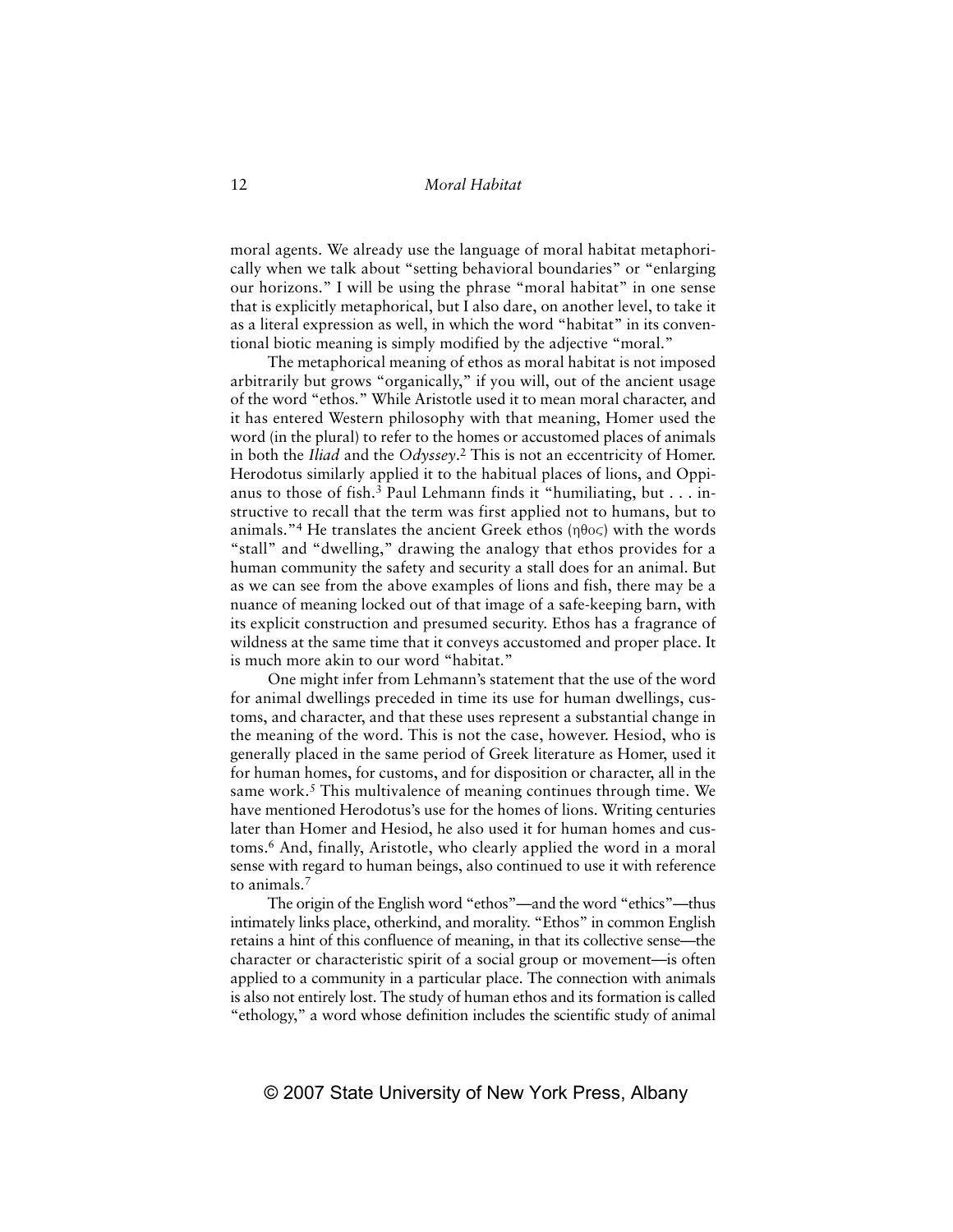moral agents. We already use the language of moral habitat metaphorically when we talk about "setting behavioral boundaries" or "enlarging our horizons." I will be using the phrase "moral habitat" in one sense that is explicitly metaphorical, but I also dare, on another level, to take it as a literal expression as well, in which the word "habitat" in its conventional biotic meaning is simply modified by the adjective "moral."

The metaphorical meaning of ethos as moral habitat is not imposed arbitrarily but grows "organically," if you will, out of the ancient usage of the word "ethos." While Aristotle used it to mean moral character, and it has entered Western philosophy with that meaning, Homer used the word (in the plural) to refer to the homes or accustomed places of animals in both the *Iliad* and the *Odyssey*.[2] This is not an eccentricity of Homer. Herodotus similarly applied it to the habitual places of lions, and Oppianus to those of fish.[3] Paul Lehmann finds it "humiliating, but . . . instructive to recall that the term was first applied not to humans, but to animals."[4] He translates the ancient Greek ethos (ηθος) with the words "stall" and "dwelling," drawing the analogy that ethos provides for a human community the safety and security a stall does for an animal. But as we can see from the above examples of lions and fish, there may be a nuance of meaning locked out of that image of a safe-keeping barn, with its explicit construction and presumed security. Ethos has a fragrance of wildness at the same time that it conveys accustomed and proper place. It is much more akin to our word "habitat."

One might infer from Lehmann's statement that the use of the word for animal dwellings preceded in time its use for human dwellings, customs, and character, and that these uses represent a substantial change in the meaning of the word. This is not the case, however. Hesiod, who is generally placed in the same period of Greek literature as Homer, used it for human homes, for customs, and for disposition or character, all in the same work.[5] This multivalence of meaning continues through time. We have mentioned Herodotus's use for the homes of lions. Writing centuries later than Homer and Hesiod, he also used it for human homes and customs.[6] And, finally, Aristotle, who clearly applied the word in a moral sense with regard to human beings, also continued to use it with reference to animals.[7]

The origin of the English word "ethos"—and the word "ethics"—thus intimately links place, otherkind, and morality. "Ethos" in common English retains a hint of this confluence of meaning, in that its collective sense—the character or characteristic spirit of a social group or movement—is often applied to a community in a particular place. The connection with animals is also not entirely lost. The study of human ethos and its formation is called "ethology," a word whose definition includes the scientific study of animal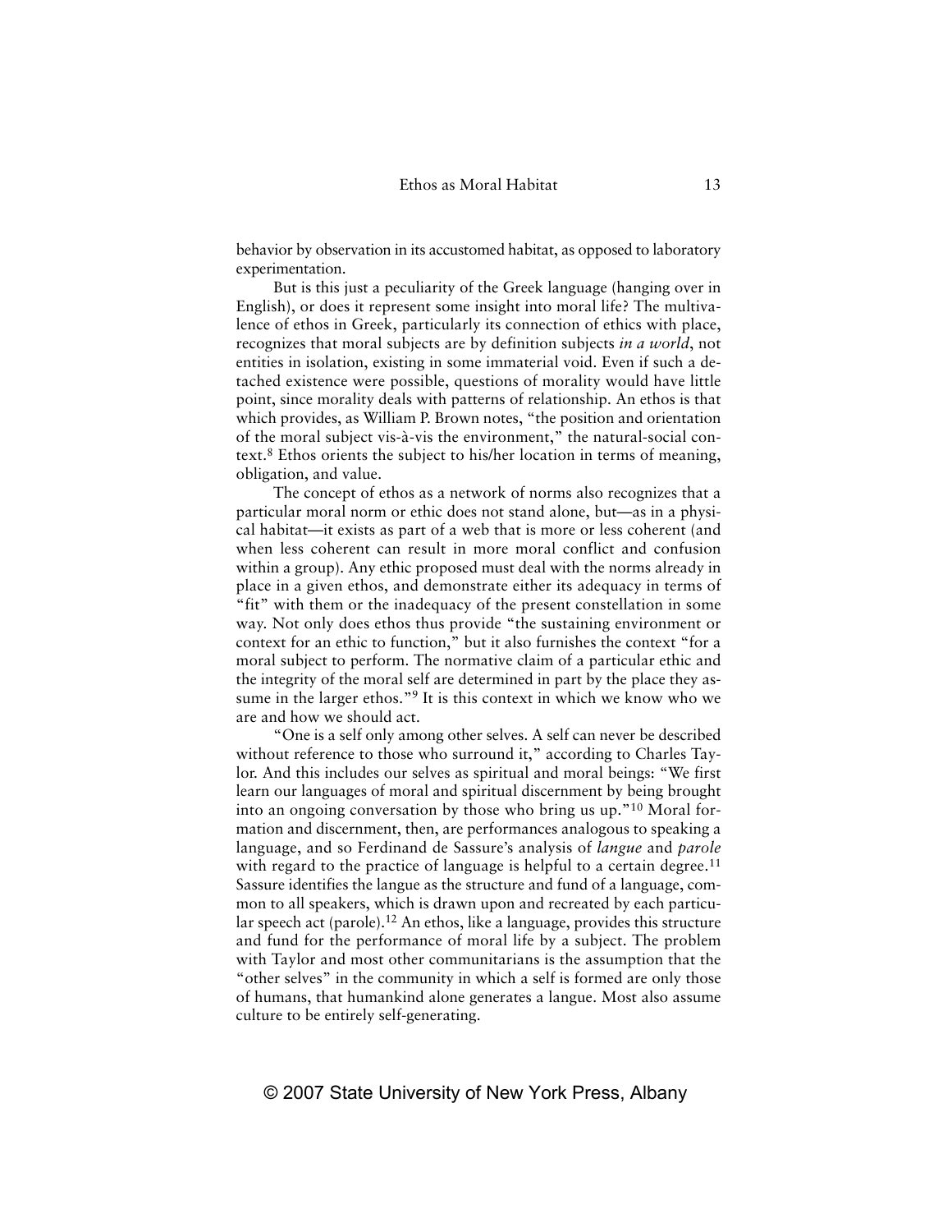behavior by observation in its accustomed habitat, as opposed to laboratory experimentation.

But is this just a peculiarity of the Greek language (hanging over in English), or does it represent some insight into moral life? The multivalence of ethos in Greek, particularly its connection of ethics with place, recognizes that moral subjects are by definition subjects *in a world*, not entities in isolation, existing in some immaterial void. Even if such a detached existence were possible, questions of morality would have little point, since morality deals with patterns of relationship. An ethos is that which provides, as William P. Brown notes, "the position and orientation of the moral subject vis-à-vis the environment," the natural-social context.[8] Ethos orients the subject to his/her location in terms of meaning, obligation, and value.

The concept of ethos as a network of norms also recognizes that a particular moral norm or ethic does not stand alone, but—as in a physical habitat—it exists as part of a web that is more or less coherent (and when less coherent can result in more moral conflict and confusion within a group). Any ethic proposed must deal with the norms already in place in a given ethos, and demonstrate either its adequacy in terms of "fit" with them or the inadequacy of the present constellation in some way. Not only does ethos thus provide "the sustaining environment or context for an ethic to function," but it also furnishes the context "for a moral subject to perform. The normative claim of a particular ethic and the integrity of the moral self are determined in part by the place they assume in the larger ethos."[9] It is this context in which we know who we are and how we should act.

"One is a self only among other selves. A self can never be described without reference to those who surround it," according to Charles Taylor. And this includes our selves as spiritual and moral beings: "We first learn our languages of moral and spiritual discernment by being brought into an ongoing conversation by those who bring us up."[10] Moral formation and discernment, then, are performances analogous to speaking a language, and so Ferdinand de Sassure's analysis of *langue* and *parole* with regard to the practice of language is helpful to a certain degree.[11] Sassure identifies the langue as the structure and fund of a language, common to all speakers, which is drawn upon and recreated by each particular speech act (parole).[12] An ethos, like a language, provides this structure and fund for the performance of moral life by a subject. The problem with Taylor and most other communitarians is the assumption that the "other selves" in the community in which a self is formed are only those of humans, that humankind alone generates a langue. Most also assume culture to be entirely self-generating.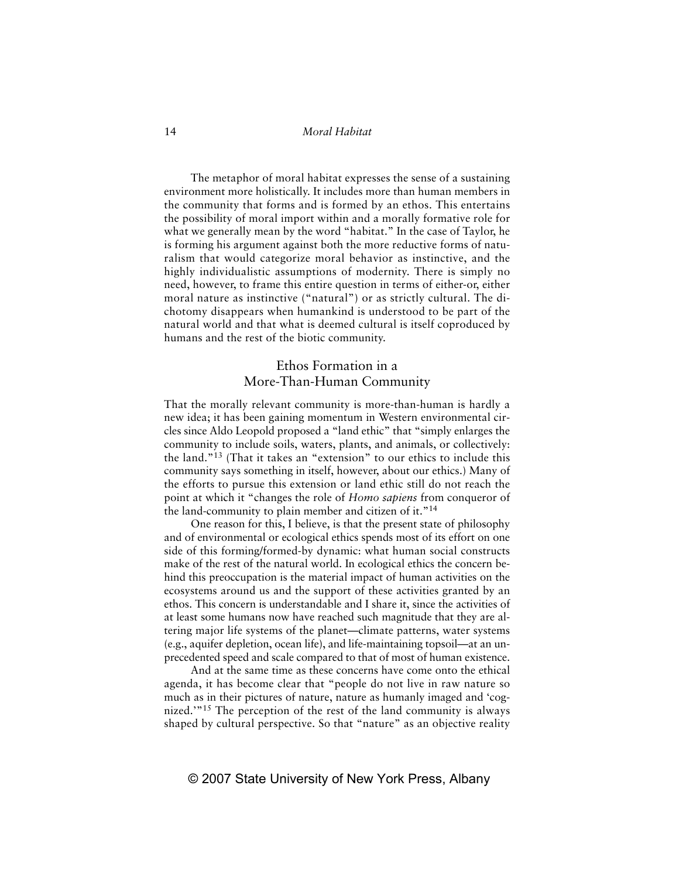The metaphor of moral habitat expresses the sense of a sustaining environment more holistically. It includes more than human members in the community that forms and is formed by an ethos. This entertains the possibility of moral import within and a morally formative role for what we generally mean by the word "habitat." In the case of Taylor, he is forming his argument against both the more reductive forms of naturalism that would categorize moral behavior as instinctive, and the highly individualistic assumptions of modernity. There is simply no need, however, to frame this entire question in terms of either-or, either moral nature as instinctive ("natural") or as strictly cultural. The dichotomy disappears when humankind is understood to be part of the natural world and that what is deemed cultural is itself coproduced by humans and the rest of the biotic community.

## Ethos Formation in a More-Than-Human Community

That the morally relevant community is more-than-human is hardly a new idea; it has been gaining momentum in Western environmental circles since Aldo Leopold proposed a "land ethic" that "simply enlarges the community to include soils, waters, plants, and animals, or collectively: the land."[13] (That it takes an "extension" to our ethics to include this community says something in itself, however, about our ethics.) Many of the efforts to pursue this extension or land ethic still do not reach the point at which it "changes the role of *Homo sapiens* from conqueror of the land-community to plain member and citizen of it."[14]

One reason for this, I believe, is that the present state of philosophy and of environmental or ecological ethics spends most of its effort on one side of this forming/formed-by dynamic: what human social constructs make of the rest of the natural world. In ecological ethics the concern behind this preoccupation is the material impact of human activities on the ecosystems around us and the support of these activities granted by an ethos. This concern is understandable and I share it, since the activities of at least some humans now have reached such magnitude that they are altering major life systems of the planet—climate patterns, water systems (e.g., aquifer depletion, ocean life), and life-maintaining topsoil—at an unprecedented speed and scale compared to that of most of human existence.

And at the same time as these concerns have come onto the ethical agenda, it has become clear that "people do not live in raw nature so much as in their pictures of nature, nature as humanly imaged and 'cognized.'"[15] The perception of the rest of the land community is always shaped by cultural perspective. So that "nature" as an objective reality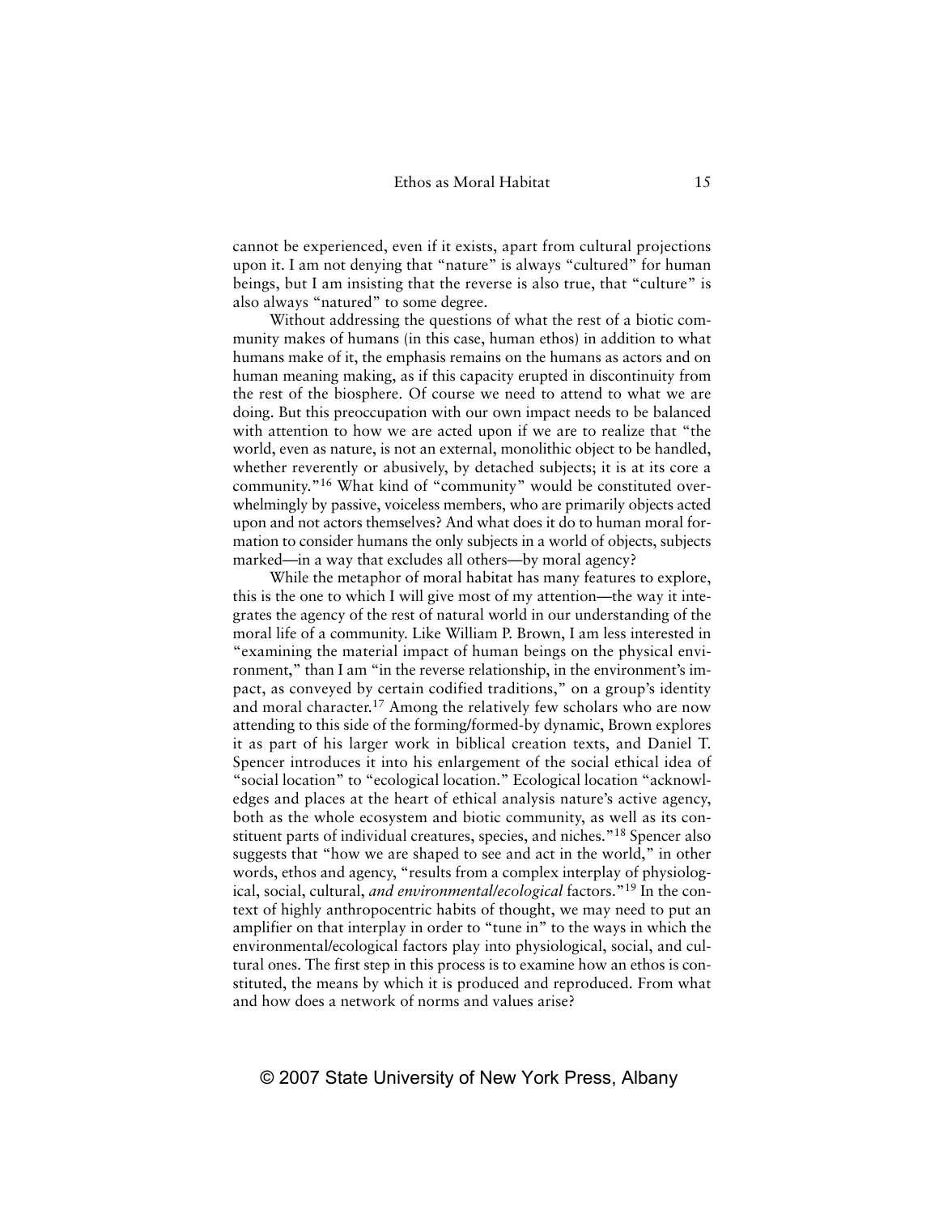cannot be experienced, even if it exists, apart from cultural projections upon it. I am not denying that "nature" is always "cultured" for human beings, but I am insisting that the reverse is also true, that "culture" is also always "natured" to some degree.

Without addressing the questions of what the rest of a biotic community makes of humans (in this case, human ethos) in addition to what humans make of it, the emphasis remains on the humans as actors and on human meaning making, as if this capacity erupted in discontinuity from the rest of the biosphere. Of course we need to attend to what we are doing. But this preoccupation with our own impact needs to be balanced with attention to how we are acted upon if we are to realize that "the world, even as nature, is not an external, monolithic object to be handled, whether reverently or abusively, by detached subjects; it is at its core a community."[16] What kind of "community" would be constituted overwhelmingly by passive, voiceless members, who are primarily objects acted upon and not actors themselves? And what does it do to human moral formation to consider humans the only subjects in a world of objects, subjects marked—in a way that excludes all others—by moral agency?

While the metaphor of moral habitat has many features to explore, this is the one to which I will give most of my attention—the way it integrates the agency of the rest of natural world in our understanding of the moral life of a community. Like William P. Brown, I am less interested in "examining the material impact of human beings on the physical environment," than I am "in the reverse relationship, in the environment's impact, as conveyed by certain codified traditions," on a group's identity and moral character.[17] Among the relatively few scholars who are now attending to this side of the forming/formed-by dynamic, Brown explores it as part of his larger work in biblical creation texts, and Daniel T. Spencer introduces it into his enlargement of the social ethical idea of "social location" to "ecological location." Ecological location "acknowledges and places at the heart of ethical analysis nature's active agency, both as the whole ecosystem and biotic community, as well as its constituent parts of individual creatures, species, and niches."[18] Spencer also suggests that "how we are shaped to see and act in the world," in other words, ethos and agency, "results from a complex interplay of physiological, social, cultural, *and environmental/ecological* factors."[19] In the context of highly anthropocentric habits of thought, we may need to put an amplifier on that interplay in order to "tune in" to the ways in which the environmental/ecological factors play into physiological, social, and cultural ones. The first step in this process is to examine how an ethos is constituted, the means by which it is produced and reproduced. From what and how does a network of norms and values arise?

© 2007 State University of New York Press, Albany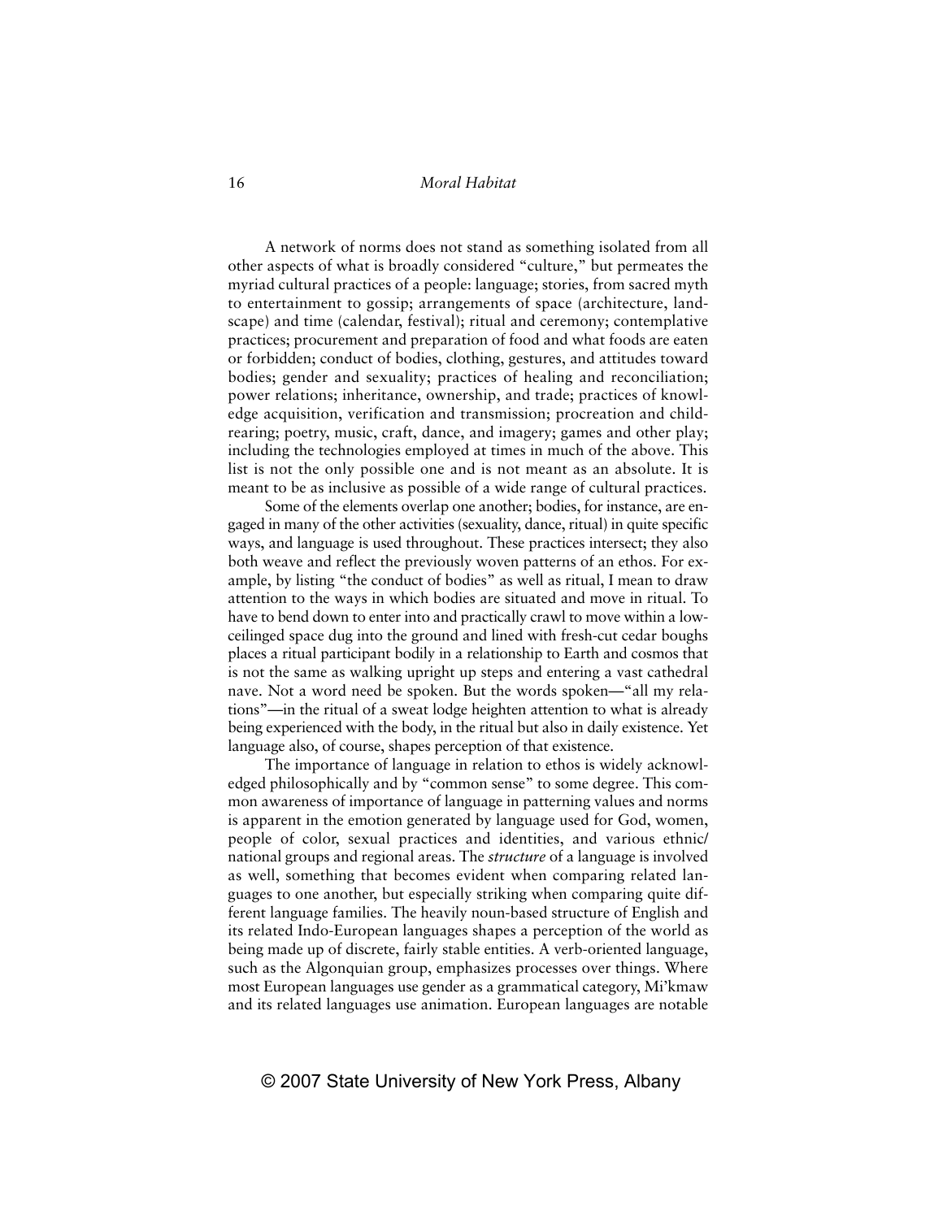A network of norms does not stand as something isolated from all other aspects of what is broadly considered "culture," but permeates the myriad cultural practices of a people: language; stories, from sacred myth to entertainment to gossip; arrangements of space (architecture, landscape) and time (calendar, festival); ritual and ceremony; contemplative practices; procurement and preparation of food and what foods are eaten or forbidden; conduct of bodies, clothing, gestures, and attitudes toward bodies; gender and sexuality; practices of healing and reconciliation; power relations; inheritance, ownership, and trade; practices of knowledge acquisition, verification and transmission; procreation and childrearing; poetry, music, craft, dance, and imagery; games and other play; including the technologies employed at times in much of the above. This list is not the only possible one and is not meant as an absolute. It is meant to be as inclusive as possible of a wide range of cultural practices.

Some of the elements overlap one another; bodies, for instance, are engaged in many of the other activities (sexuality, dance, ritual) in quite specific ways, and language is used throughout. These practices intersect; they also both weave and reflect the previously woven patterns of an ethos. For example, by listing "the conduct of bodies" as well as ritual, I mean to draw attention to the ways in which bodies are situated and move in ritual. To have to bend down to enter into and practically crawl to move within a low-ceilinged space dug into the ground and lined with fresh-cut cedar boughs places a ritual participant bodily in a relationship to Earth and cosmos that is not the same as walking upright up steps and entering a vast cathedral nave. Not a word need be spoken. But the words spoken—"all my relations"—in the ritual of a sweat lodge heighten attention to what is already being experienced with the body, in the ritual but also in daily existence. Yet language also, of course, shapes perception of that existence.

The importance of language in relation to ethos is widely acknowledged philosophically and by "common sense" to some degree. This common awareness of importance of language in patterning values and norms is apparent in the emotion generated by language used for God, women, people of color, sexual practices and identities, and various ethnic/national groups and regional areas. The *structure* of a language is involved as well, something that becomes evident when comparing related languages to one another, but especially striking when comparing quite different language families. The heavily noun-based structure of English and its related Indo-European languages shapes a perception of the world as being made up of discrete, fairly stable entities. A verb-oriented language, such as the Algonquian group, emphasizes processes over things. Where most European languages use gender as a grammatical category, Mi'kmaw and its related languages use animation. European languages are notable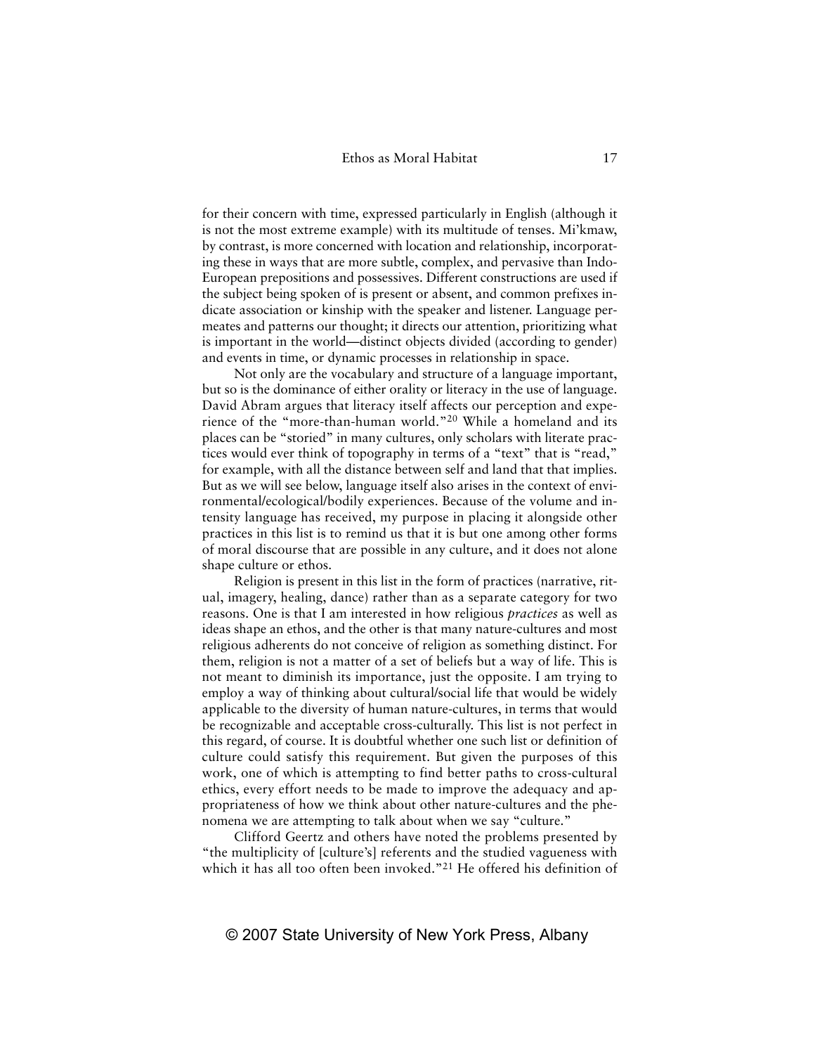for their concern with time, expressed particularly in English (although it is not the most extreme example) with its multitude of tenses. Mi'kmaw, by contrast, is more concerned with location and relationship, incorporating these in ways that are more subtle, complex, and pervasive than Indo-European prepositions and possessives. Different constructions are used if the subject being spoken of is present or absent, and common prefixes indicate association or kinship with the speaker and listener. Language permeates and patterns our thought; it directs our attention, prioritizing what is important in the world—distinct objects divided (according to gender) and events in time, or dynamic processes in relationship in space.

Not only are the vocabulary and structure of a language important, but so is the dominance of either orality or literacy in the use of language. David Abram argues that literacy itself affects our perception and experience of the "more-than-human world."[20] While a homeland and its places can be "storied" in many cultures, only scholars with literate practices would ever think of topography in terms of a "text" that is "read," for example, with all the distance between self and land that that implies. But as we will see below, language itself also arises in the context of environmental/ecological/bodily experiences. Because of the volume and intensity language has received, my purpose in placing it alongside other practices in this list is to remind us that it is but one among other forms of moral discourse that are possible in any culture, and it does not alone shape culture or ethos.

Religion is present in this list in the form of practices (narrative, ritual, imagery, healing, dance) rather than as a separate category for two reasons. One is that I am interested in how religious *practices* as well as ideas shape an ethos, and the other is that many nature-cultures and most religious adherents do not conceive of religion as something distinct. For them, religion is not a matter of a set of beliefs but a way of life. This is not meant to diminish its importance, just the opposite. I am trying to employ a way of thinking about cultural/social life that would be widely applicable to the diversity of human nature-cultures, in terms that would be recognizable and acceptable cross-culturally. This list is not perfect in this regard, of course. It is doubtful whether one such list or definition of culture could satisfy this requirement. But given the purposes of this work, one of which is attempting to find better paths to cross-cultural ethics, every effort needs to be made to improve the adequacy and appropriateness of how we think about other nature-cultures and the phenomena we are attempting to talk about when we say "culture."

Clifford Geertz and others have noted the problems presented by "the multiplicity of [culture's] referents and the studied vagueness with which it has all too often been invoked."[21] He offered his definition of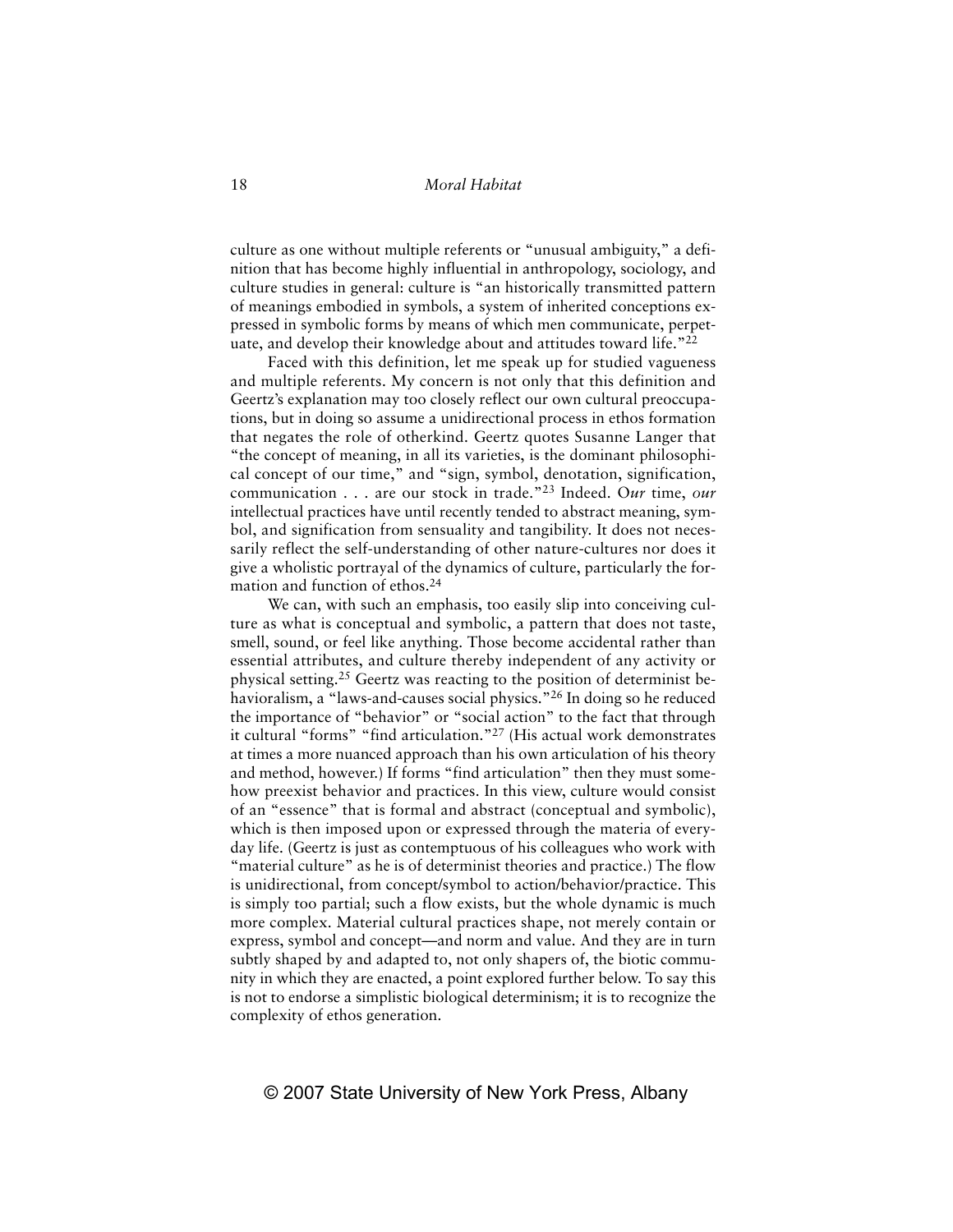culture as one without multiple referents or "unusual ambiguity," a definition that has become highly influential in anthropology, sociology, and culture studies in general: culture is "an historically transmitted pattern of meanings embodied in symbols, a system of inherited conceptions expressed in symbolic forms by means of which men communicate, perpetuate, and develop their knowledge about and attitudes toward life."[22]

Faced with this definition, let me speak up for studied vagueness and multiple referents. My concern is not only that this definition and Geertz's explanation may too closely reflect our own cultural preoccupations, but in doing so assume a unidirectional process in ethos formation that negates the role of otherkind. Geertz quotes Susanne Langer that "the concept of meaning, in all its varieties, is the dominant philosophical concept of our time," and "sign, symbol, denotation, signification, communication . . . are our stock in trade."[23] Indeed. O*ur* time, *our* intellectual practices have until recently tended to abstract meaning, symbol, and signification from sensuality and tangibility. It does not necessarily reflect the self-understanding of other nature-cultures nor does it give a wholistic portrayal of the dynamics of culture, particularly the formation and function of ethos.[24]

We can, with such an emphasis, too easily slip into conceiving culture as what is conceptual and symbolic, a pattern that does not taste, smell, sound, or feel like anything. Those become accidental rather than essential attributes, and culture thereby independent of any activity or physical setting.[25] Geertz was reacting to the position of determinist behavioralism, a "laws-and-causes social physics."[26] In doing so he reduced the importance of "behavior" or "social action" to the fact that through it cultural "forms" "find articulation."[27] (His actual work demonstrates at times a more nuanced approach than his own articulation of his theory and method, however.) If forms "find articulation" then they must somehow preexist behavior and practices. In this view, culture would consist of an "essence" that is formal and abstract (conceptual and symbolic), which is then imposed upon or expressed through the materia of everyday life. (Geertz is just as contemptuous of his colleagues who work with "material culture" as he is of determinist theories and practice.) The flow is unidirectional, from concept/symbol to action/behavior/practice. This is simply too partial; such a flow exists, but the whole dynamic is much more complex. Material cultural practices shape, not merely contain or express, symbol and concept—and norm and value. And they are in turn subtly shaped by and adapted to, not only shapers of, the biotic community in which they are enacted, a point explored further below. To say this is not to endorse a simplistic biological determinism; it is to recognize the complexity of ethos generation.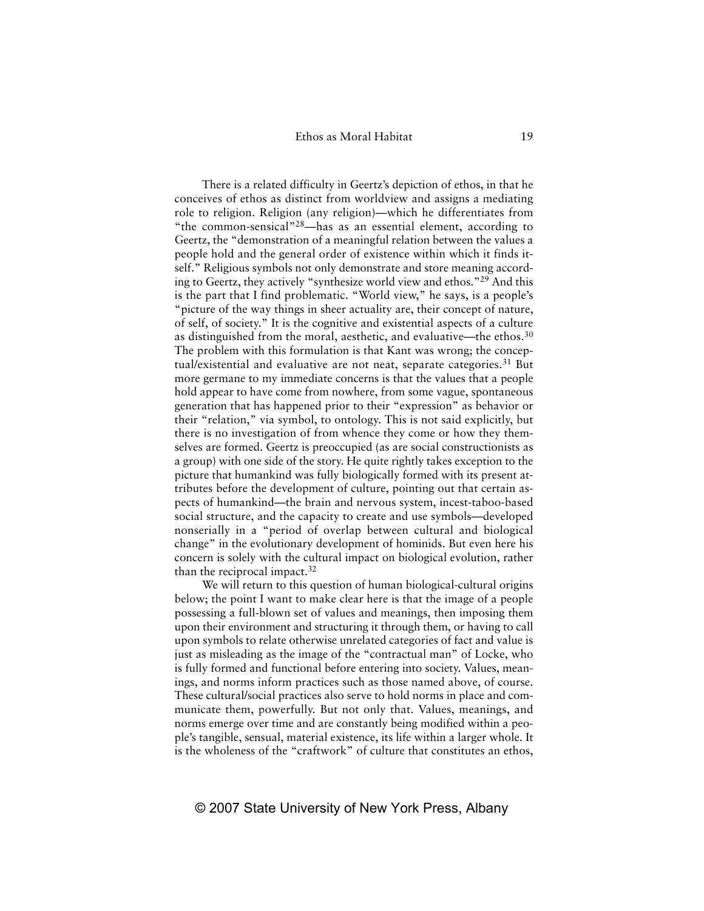There is a related difficulty in Geertz's depiction of ethos, in that he conceives of ethos as distinct from worldview and assigns a mediating role to religion. Religion (any religion)—which he differentiates from "the common-sensical"[28]—has as an essential element, according to Geertz, the "demonstration of a meaningful relation between the values a people hold and the general order of existence within which it finds itself." Religious symbols not only demonstrate and store meaning according to Geertz, they actively "synthesize world view and ethos."[29] And this is the part that I find problematic. "World view," he says, is a people's "picture of the way things in sheer actuality are, their concept of nature, of self, of society." It is the cognitive and existential aspects of a culture as distinguished from the moral, aesthetic, and evaluative—the ethos.[30] The problem with this formulation is that Kant was wrong; the conceptual/existential and evaluative are not neat, separate categories.[31] But more germane to my immediate concerns is that the values that a people hold appear to have come from nowhere, from some vague, spontaneous generation that has happened prior to their "expression" as behavior or their "relation," via symbol, to ontology. This is not said explicitly, but there is no investigation of from whence they come or how they themselves are formed. Geertz is preoccupied (as are social constructionists as a group) with one side of the story. He quite rightly takes exception to the picture that humankind was fully biologically formed with its present attributes before the development of culture, pointing out that certain aspects of humankind—the brain and nervous system, incest-taboo-based social structure, and the capacity to create and use symbols—developed nonserially in a "period of overlap between cultural and biological change" in the evolutionary development of hominids. But even here his concern is solely with the cultural impact on biological evolution, rather than the reciprocal impact.[32]

We will return to this question of human biological-cultural origins below; the point I want to make clear here is that the image of a people possessing a full-blown set of values and meanings, then imposing them upon their environment and structuring it through them, or having to call upon symbols to relate otherwise unrelated categories of fact and value is just as misleading as the image of the "contractual man" of Locke, who is fully formed and functional before entering into society. Values, meanings, and norms inform practices such as those named above, of course. These cultural/social practices also serve to hold norms in place and communicate them, powerfully. But not only that. Values, meanings, and norms emerge over time and are constantly being modified within a people's tangible, sensual, material existence, its life within a larger whole. It is the wholeness of the "craftwork" of culture that constitutes an ethos,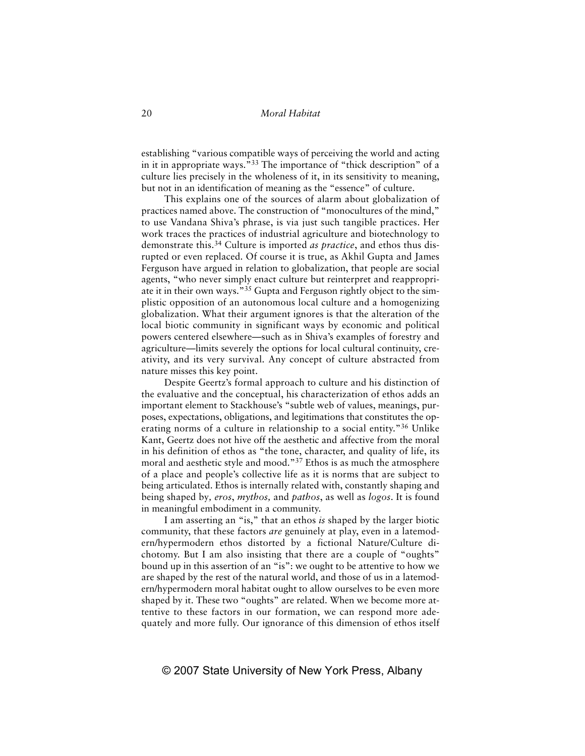establishing "various compatible ways of perceiving the world and acting in it in appropriate ways."[33] The importance of "thick description" of a culture lies precisely in the wholeness of it, in its sensitivity to meaning, but not in an identification of meaning as the "essence" of culture.

This explains one of the sources of alarm about globalization of practices named above. The construction of "monocultures of the mind," to use Vandana Shiva's phrase, is via just such tangible practices. Her work traces the practices of industrial agriculture and biotechnology to demonstrate this.[34] Culture is imported *as practice*, and ethos thus disrupted or even replaced. Of course it is true, as Akhil Gupta and James Ferguson have argued in relation to globalization, that people are social agents, "who never simply enact culture but reinterpret and reappropriate it in their own ways."[35] Gupta and Ferguson rightly object to the simplistic opposition of an autonomous local culture and a homogenizing globalization. What their argument ignores is that the alteration of the local biotic community in significant ways by economic and political powers centered elsewhere—such as in Shiva's examples of forestry and agriculture—limits severely the options for local cultural continuity, creativity, and its very survival. Any concept of culture abstracted from nature misses this key point.

Despite Geertz's formal approach to culture and his distinction of the evaluative and the conceptual, his characterization of ethos adds an important element to Stackhouse's "subtle web of values, meanings, purposes, expectations, obligations, and legitimations that constitutes the operating norms of a culture in relationship to a social entity."[36] Unlike Kant, Geertz does not hive off the aesthetic and affective from the moral in his definition of ethos as "the tone, character, and quality of life, its moral and aesthetic style and mood."[37] Ethos is as much the atmosphere of a place and people's collective life as it is norms that are subject to being articulated. Ethos is internally related with, constantly shaping and being shaped by*, eros*, *mythos,* and *pathos*, as well as *logos*. It is found in meaningful embodiment in a community.

I am asserting an "is," that an ethos *is* shaped by the larger biotic community, that these factors *are* genuinely at play, even in a latemodern/hypermodern ethos distorted by a fictional Nature/Culture dichotomy. But I am also insisting that there are a couple of "oughts" bound up in this assertion of an "is": we ought to be attentive to how we are shaped by the rest of the natural world, and those of us in a latemodern/hypermodern moral habitat ought to allow ourselves to be even more shaped by it. These two "oughts" are related. When we become more attentive to these factors in our formation, we can respond more adequately and more fully. Our ignorance of this dimension of ethos itself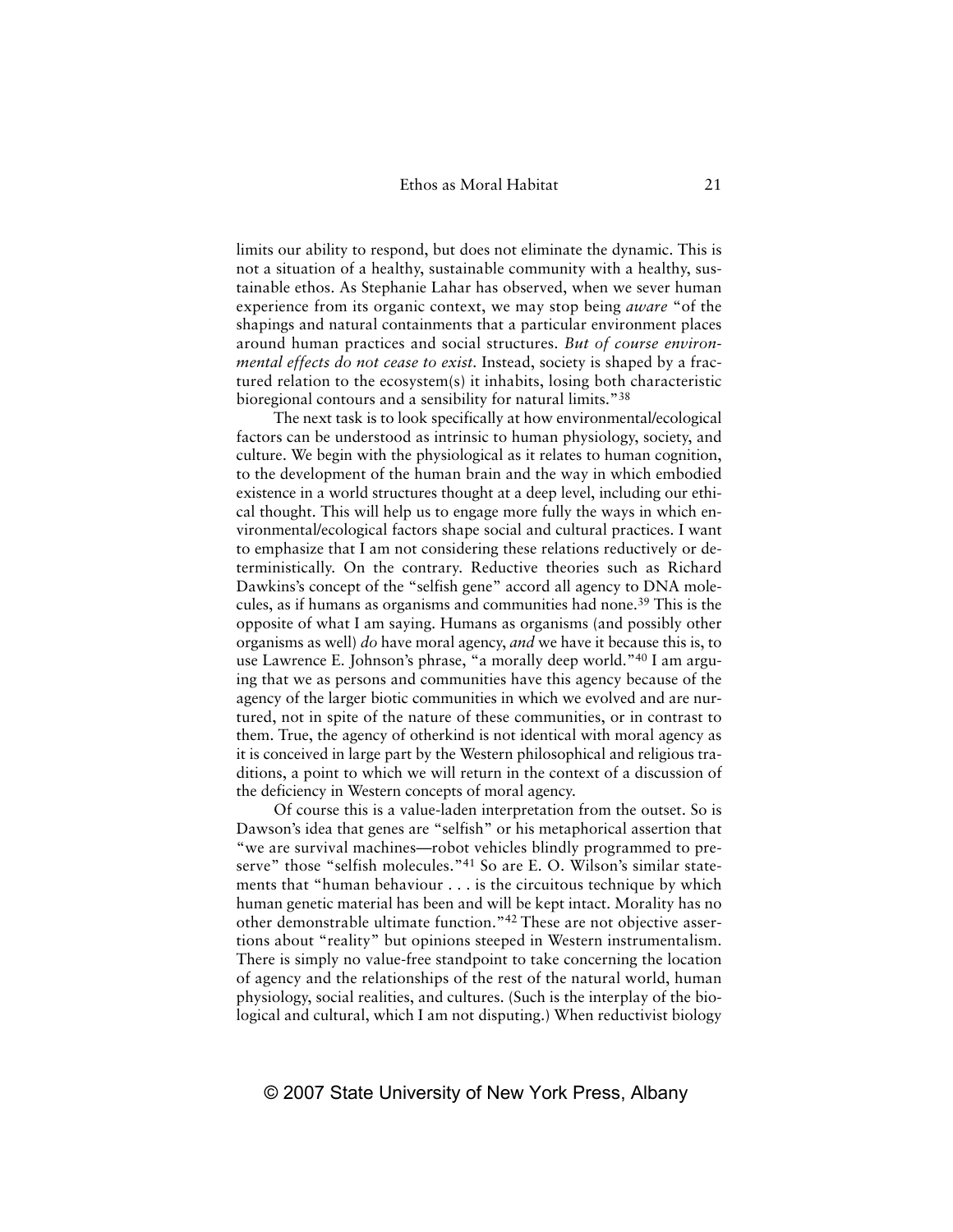limits our ability to respond, but does not eliminate the dynamic. This is not a situation of a healthy, sustainable community with a healthy, sustainable ethos. As Stephanie Lahar has observed, when we sever human experience from its organic context, we may stop being *aware* "of the shapings and natural containments that a particular environment places around human practices and social structures. *But of course environmental effects do not cease to exist.* Instead, society is shaped by a fractured relation to the ecosystem(s) it inhabits, losing both characteristic bioregional contours and a sensibility for natural limits."[38]

The next task is to look specifically at how environmental/ecological factors can be understood as intrinsic to human physiology, society, and culture. We begin with the physiological as it relates to human cognition, to the development of the human brain and the way in which embodied existence in a world structures thought at a deep level, including our ethical thought. This will help us to engage more fully the ways in which environmental/ecological factors shape social and cultural practices. I want to emphasize that I am not considering these relations reductively or deterministically. On the contrary. Reductive theories such as Richard Dawkins's concept of the "selfish gene" accord all agency to DNA molecules, as if humans as organisms and communities had none.[39] This is the opposite of what I am saying. Humans as organisms (and possibly other organisms as well) *do* have moral agency, *and* we have it because this is, to use Lawrence E. Johnson's phrase, "a morally deep world."[40] I am arguing that we as persons and communities have this agency because of the agency of the larger biotic communities in which we evolved and are nurtured, not in spite of the nature of these communities, or in contrast to them. True, the agency of otherkind is not identical with moral agency as it is conceived in large part by the Western philosophical and religious traditions, a point to which we will return in the context of a discussion of the deficiency in Western concepts of moral agency.

Of course this is a value-laden interpretation from the outset. So is Dawson's idea that genes are "selfish" or his metaphorical assertion that "we are survival machines—robot vehicles blindly programmed to preserve" those "selfish molecules."[41] So are E. O. Wilson's similar statements that "human behaviour . . . is the circuitous technique by which human genetic material has been and will be kept intact. Morality has no other demonstrable ultimate function."[42] These are not objective assertions about "reality" but opinions steeped in Western instrumentalism. There is simply no value-free standpoint to take concerning the location of agency and the relationships of the rest of the natural world, human physiology, social realities, and cultures. (Such is the interplay of the biological and cultural, which I am not disputing.) When reductivist biology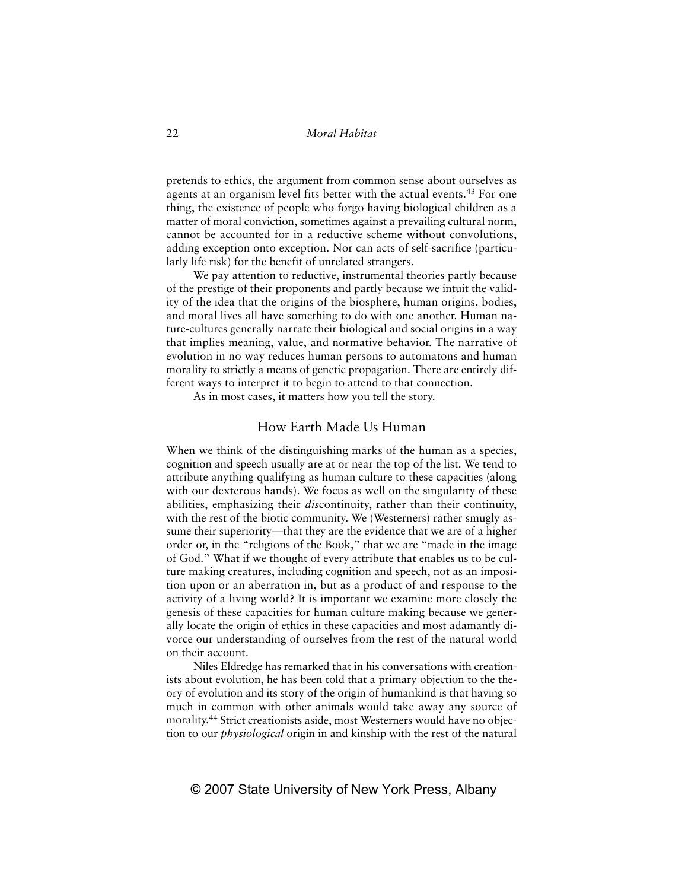pretends to ethics, the argument from common sense about ourselves as agents at an organism level fits better with the actual events.[43] For one thing, the existence of people who forgo having biological children as a matter of moral conviction, sometimes against a prevailing cultural norm, cannot be accounted for in a reductive scheme without convolutions, adding exception onto exception. Nor can acts of self-sacrifice (particularly life risk) for the benefit of unrelated strangers.

We pay attention to reductive, instrumental theories partly because of the prestige of their proponents and partly because we intuit the validity of the idea that the origins of the biosphere, human origins, bodies, and moral lives all have something to do with one another. Human nature-cultures generally narrate their biological and social origins in a way that implies meaning, value, and normative behavior. The narrative of evolution in no way reduces human persons to automatons and human morality to strictly a means of genetic propagation. There are entirely different ways to interpret it to begin to attend to that connection.

As in most cases, it matters how you tell the story.

## How Earth Made Us Human

When we think of the distinguishing marks of the human as a species, cognition and speech usually are at or near the top of the list. We tend to attribute anything qualifying as human culture to these capacities (along with our dexterous hands). We focus as well on the singularity of these abilities, emphasizing their *dis*continuity, rather than their continuity, with the rest of the biotic community. We (Westerners) rather smugly assume their superiority—that they are the evidence that we are of a higher order or, in the "religions of the Book," that we are "made in the image of God." What if we thought of every attribute that enables us to be culture making creatures, including cognition and speech, not as an imposition upon or an aberration in, but as a product of and response to the activity of a living world? It is important we examine more closely the genesis of these capacities for human culture making because we generally locate the origin of ethics in these capacities and most adamantly divorce our understanding of ourselves from the rest of the natural world on their account.

Niles Eldredge has remarked that in his conversations with creationists about evolution, he has been told that a primary objection to the theory of evolution and its story of the origin of humankind is that having so much in common with other animals would take away any source of morality.[44] Strict creationists aside, most Westerners would have no objection to our *physiological* origin in and kinship with the rest of the natural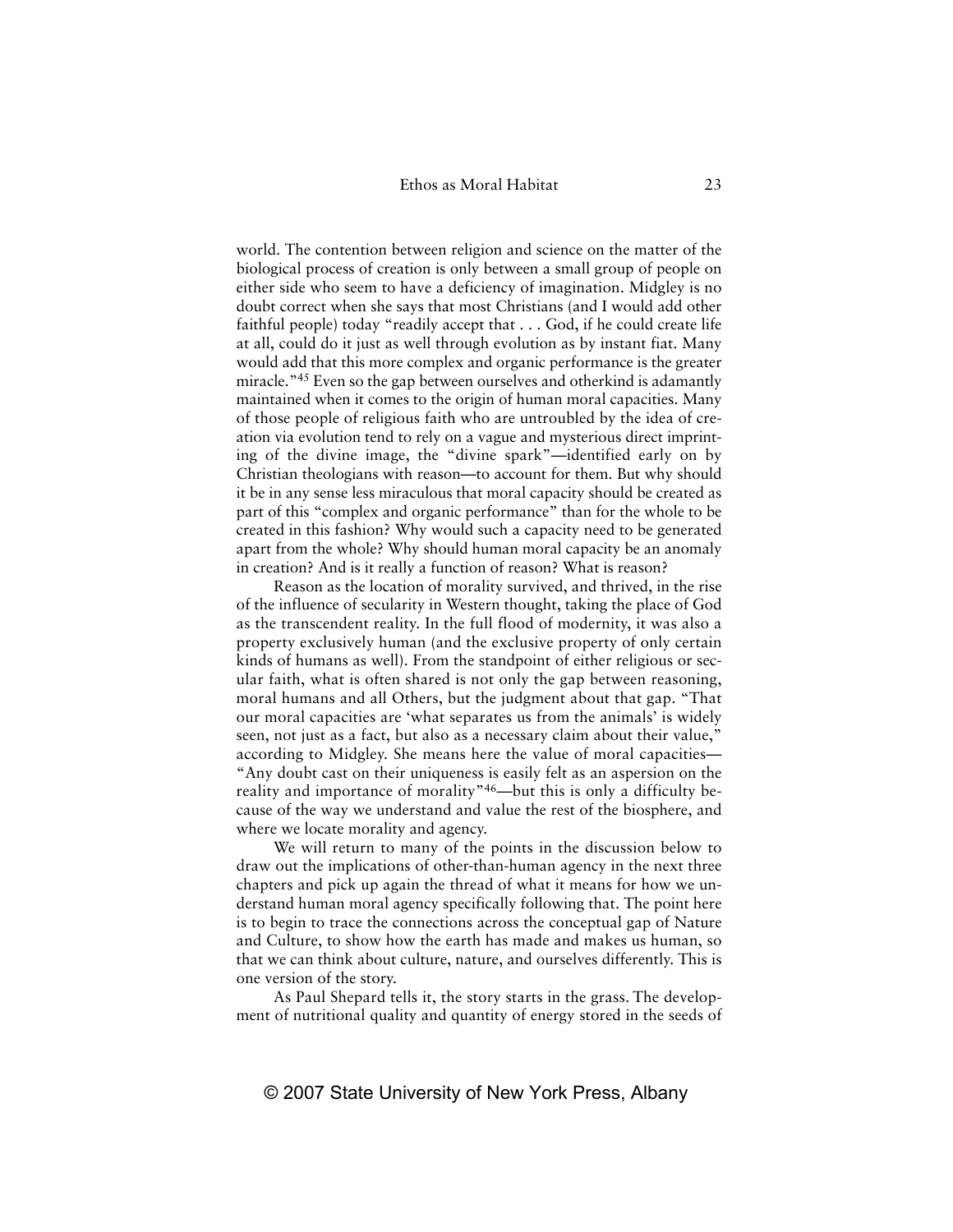world. The contention between religion and science on the matter of the biological process of creation is only between a small group of people on either side who seem to have a deficiency of imagination. Midgley is no doubt correct when she says that most Christians (and I would add other faithful people) today "readily accept that . . . God, if he could create life at all, could do it just as well through evolution as by instant fiat. Many would add that this more complex and organic performance is the greater miracle."[45] Even so the gap between ourselves and otherkind is adamantly maintained when it comes to the origin of human moral capacities. Many of those people of religious faith who are untroubled by the idea of creation via evolution tend to rely on a vague and mysterious direct imprinting of the divine image, the "divine spark"—identified early on by Christian theologians with reason—to account for them. But why should it be in any sense less miraculous that moral capacity should be created as part of this "complex and organic performance" than for the whole to be created in this fashion? Why would such a capacity need to be generated apart from the whole? Why should human moral capacity be an anomaly in creation? And is it really a function of reason? What is reason?

Reason as the location of morality survived, and thrived, in the rise of the influence of secularity in Western thought, taking the place of God as the transcendent reality. In the full flood of modernity, it was also a property exclusively human (and the exclusive property of only certain kinds of humans as well). From the standpoint of either religious or secular faith, what is often shared is not only the gap between reasoning, moral humans and all Others, but the judgment about that gap. "That our moral capacities are 'what separates us from the animals' is widely seen, not just as a fact, but also as a necessary claim about their value," according to Midgley. She means here the value of moral capacities—"Any doubt cast on their uniqueness is easily felt as an aspersion on the reality and importance of morality"[46]—but this is only a difficulty because of the way we understand and value the rest of the biosphere, and where we locate morality and agency.

We will return to many of the points in the discussion below to draw out the implications of other-than-human agency in the next three chapters and pick up again the thread of what it means for how we understand human moral agency specifically following that. The point here is to begin to trace the connections across the conceptual gap of Nature and Culture, to show how the earth has made and makes us human, so that we can think about culture, nature, and ourselves differently. This is one version of the story.

As Paul Shepard tells it, the story starts in the grass. The development of nutritional quality and quantity of energy stored in the seeds of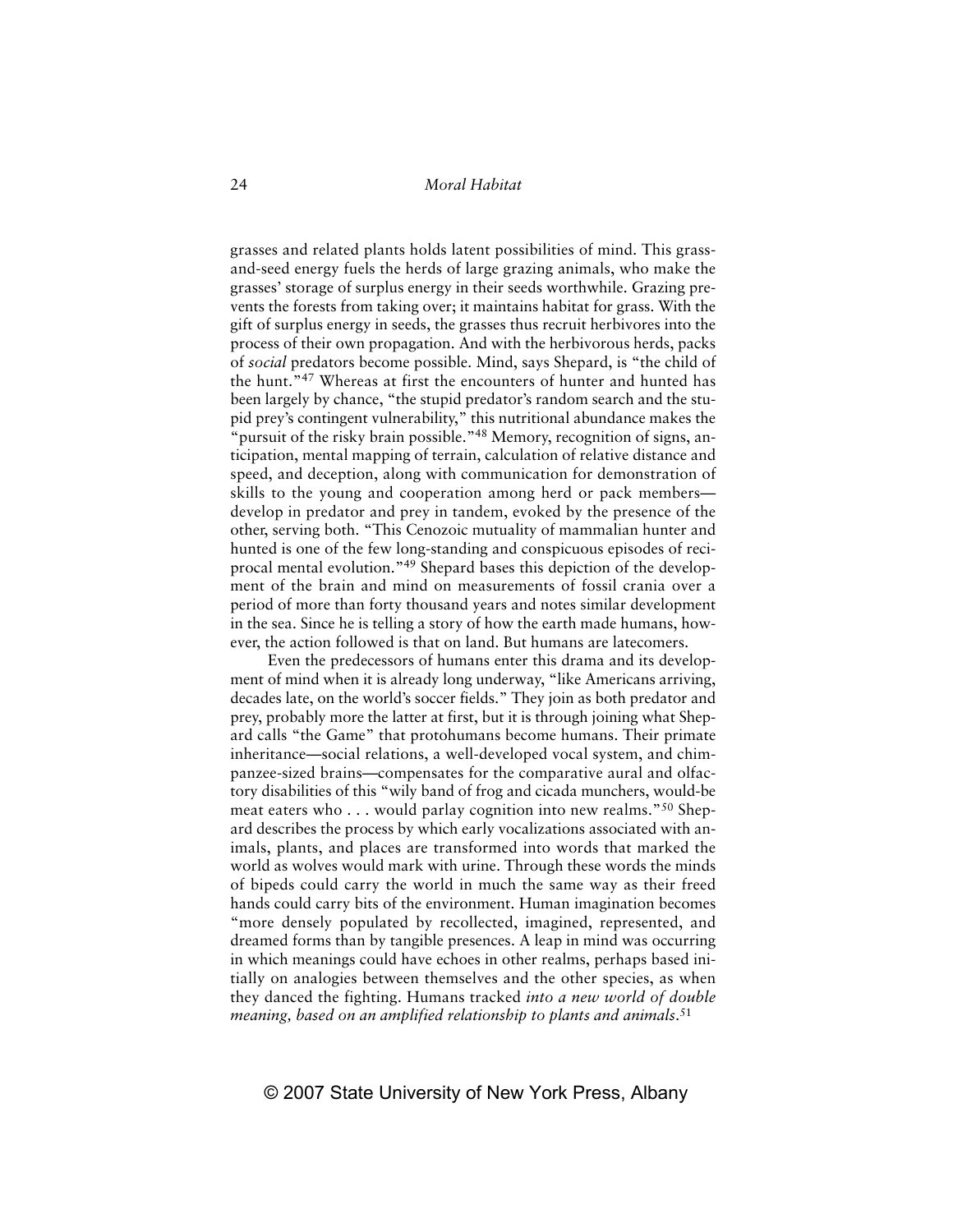grasses and related plants holds latent possibilities of mind. This grass-and-seed energy fuels the herds of large grazing animals, who make the grasses' storage of surplus energy in their seeds worthwhile. Grazing prevents the forests from taking over; it maintains habitat for grass. With the gift of surplus energy in seeds, the grasses thus recruit herbivores into the process of their own propagation. And with the herbivorous herds, packs of *social* predators become possible. Mind, says Shepard, is "the child of the hunt."[47] Whereas at first the encounters of hunter and hunted has been largely by chance, "the stupid predator's random search and the stupid prey's contingent vulnerability," this nutritional abundance makes the "pursuit of the risky brain possible."[48] Memory, recognition of signs, anticipation, mental mapping of terrain, calculation of relative distance and speed, and deception, along with communication for demonstration of skills to the young and cooperation among herd or pack members—develop in predator and prey in tandem, evoked by the presence of the other, serving both. "This Cenozoic mutuality of mammalian hunter and hunted is one of the few long-standing and conspicuous episodes of reciprocal mental evolution."[49] Shepard bases this depiction of the development of the brain and mind on measurements of fossil crania over a period of more than forty thousand years and notes similar development in the sea. Since he is telling a story of how the earth made humans, however, the action followed is that on land. But humans are latecomers.

Even the predecessors of humans enter this drama and its development of mind when it is already long underway, "like Americans arriving, decades late, on the world's soccer fields." They join as both predator and prey, probably more the latter at first, but it is through joining what Shepard calls "the Game" that protohumans become humans. Their primate inheritance—social relations, a well-developed vocal system, and chimpanzee-sized brains—compensates for the comparative aural and olfactory disabilities of this "wily band of frog and cicada munchers, would-be meat eaters who . . . would parlay cognition into new realms."[50] Shepard describes the process by which early vocalizations associated with animals, plants, and places are transformed into words that marked the world as wolves would mark with urine. Through these words the minds of bipeds could carry the world in much the same way as their freed hands could carry bits of the environment. Human imagination becomes "more densely populated by recollected, imagined, represented, and dreamed forms than by tangible presences. A leap in mind was occurring in which meanings could have echoes in other realms, perhaps based initially on analogies between themselves and the other species, as when they danced the fighting. Humans tracked *into a new world of double meaning, based on an amplified relationship to plants and animals*.[51]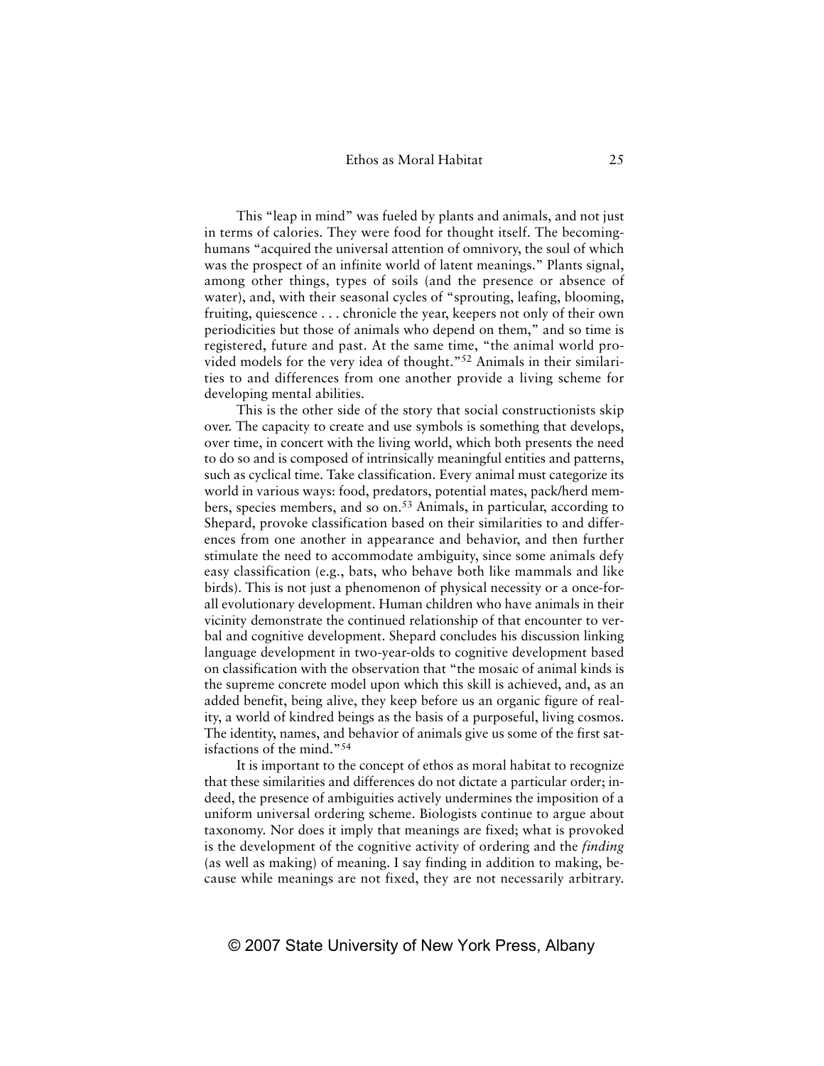This "leap in mind" was fueled by plants and animals, and not just in terms of calories. They were food for thought itself. The becoming-humans "acquired the universal attention of omnivory, the soul of which was the prospect of an infinite world of latent meanings." Plants signal, among other things, types of soils (and the presence or absence of water), and, with their seasonal cycles of "sprouting, leafing, blooming, fruiting, quiescence . . . chronicle the year, keepers not only of their own periodicities but those of animals who depend on them," and so time is registered, future and past. At the same time, "the animal world provided models for the very idea of thought."[52] Animals in their similarities to and differences from one another provide a living scheme for developing mental abilities.

This is the other side of the story that social constructionists skip over. The capacity to create and use symbols is something that develops, over time, in concert with the living world, which both presents the need to do so and is composed of intrinsically meaningful entities and patterns, such as cyclical time. Take classification. Every animal must categorize its world in various ways: food, predators, potential mates, pack/herd members, species members, and so on.[53] Animals, in particular, according to Shepard, provoke classification based on their similarities to and differences from one another in appearance and behavior, and then further stimulate the need to accommodate ambiguity, since some animals defy easy classification (e.g., bats, who behave both like mammals and like birds). This is not just a phenomenon of physical necessity or a once-for-all evolutionary development. Human children who have animals in their vicinity demonstrate the continued relationship of that encounter to verbal and cognitive development. Shepard concludes his discussion linking language development in two-year-olds to cognitive development based on classification with the observation that "the mosaic of animal kinds is the supreme concrete model upon which this skill is achieved, and, as an added benefit, being alive, they keep before us an organic figure of reality, a world of kindred beings as the basis of a purposeful, living cosmos. The identity, names, and behavior of animals give us some of the first satisfactions of the mind."[54]

It is important to the concept of ethos as moral habitat to recognize that these similarities and differences do not dictate a particular order; indeed, the presence of ambiguities actively undermines the imposition of a uniform universal ordering scheme. Biologists continue to argue about taxonomy. Nor does it imply that meanings are fixed; what is provoked is the development of the cognitive activity of ordering and the *finding* (as well as making) of meaning. I say finding in addition to making, because while meanings are not fixed, they are not necessarily arbitrary.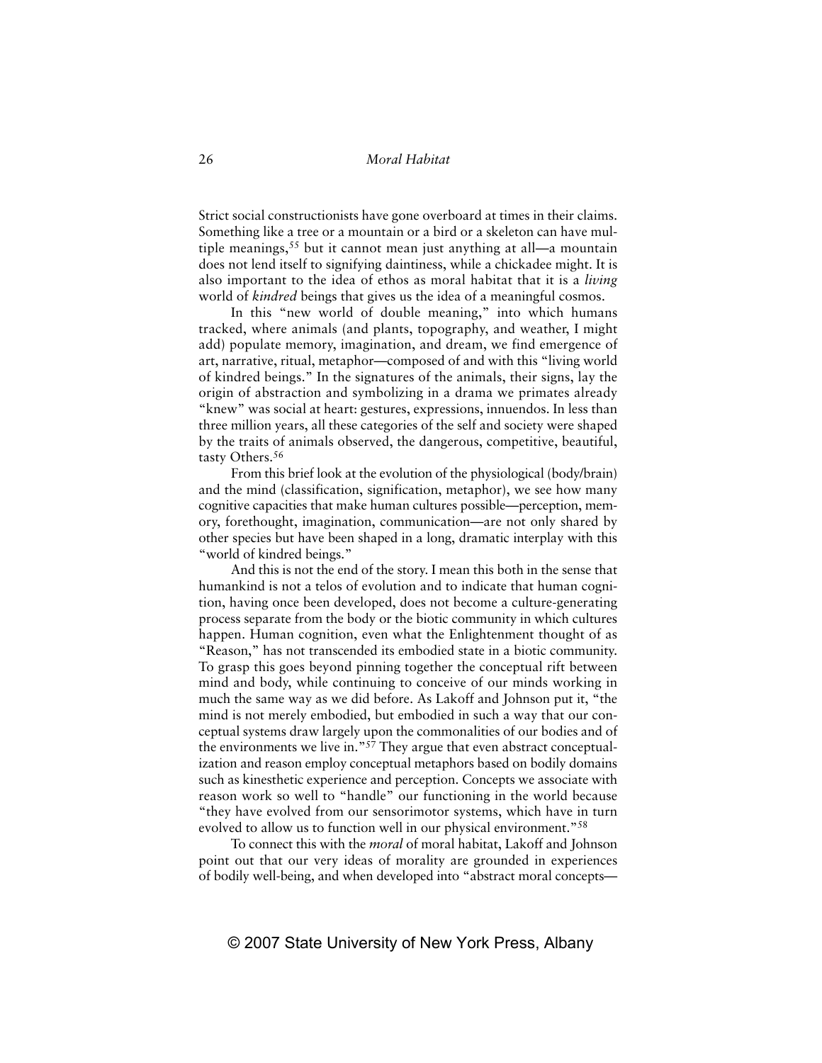Strict social constructionists have gone overboard at times in their claims. Something like a tree or a mountain or a bird or a skeleton can have multiple meanings,[55] but it cannot mean just anything at all—a mountain does not lend itself to signifying daintiness, while a chickadee might. It is also important to the idea of ethos as moral habitat that it is a *living* world of *kindred* beings that gives us the idea of a meaningful cosmos.

In this "new world of double meaning," into which humans tracked, where animals (and plants, topography, and weather, I might add) populate memory, imagination, and dream, we find emergence of art, narrative, ritual, metaphor—composed of and with this "living world of kindred beings." In the signatures of the animals, their signs, lay the origin of abstraction and symbolizing in a drama we primates already "knew" was social at heart: gestures, expressions, innuendos. In less than three million years, all these categories of the self and society were shaped by the traits of animals observed, the dangerous, competitive, beautiful, tasty Others.[56]

From this brief look at the evolution of the physiological (body/brain) and the mind (classification, signification, metaphor), we see how many cognitive capacities that make human cultures possible—perception, memory, forethought, imagination, communication—are not only shared by other species but have been shaped in a long, dramatic interplay with this "world of kindred beings."

And this is not the end of the story. I mean this both in the sense that humankind is not a telos of evolution and to indicate that human cognition, having once been developed, does not become a culture-generating process separate from the body or the biotic community in which cultures happen. Human cognition, even what the Enlightenment thought of as "Reason," has not transcended its embodied state in a biotic community. To grasp this goes beyond pinning together the conceptual rift between mind and body, while continuing to conceive of our minds working in much the same way as we did before. As Lakoff and Johnson put it, "the mind is not merely embodied, but embodied in such a way that our conceptual systems draw largely upon the commonalities of our bodies and of the environments we live in."[57] They argue that even abstract conceptualization and reason employ conceptual metaphors based on bodily domains such as kinesthetic experience and perception. Concepts we associate with reason work so well to "handle" our functioning in the world because "they have evolved from our sensorimotor systems, which have in turn evolved to allow us to function well in our physical environment."[58]

To connect this with the *moral* of moral habitat, Lakoff and Johnson point out that our very ideas of morality are grounded in experiences of bodily well-being, and when developed into "abstract moral concepts—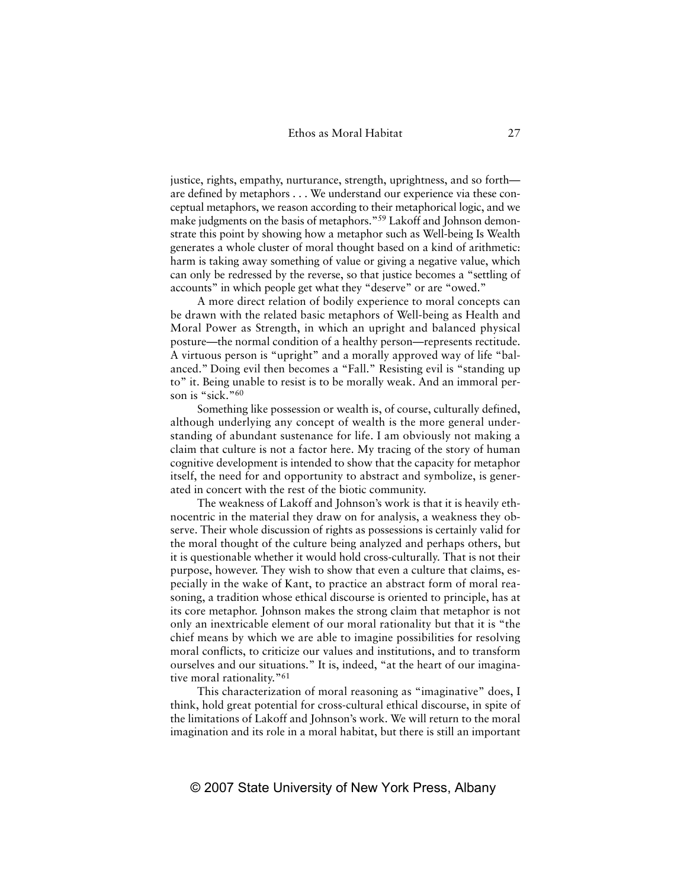justice, rights, empathy, nurturance, strength, uprightness, and so forth—are defined by metaphors . . . We understand our experience via these conceptual metaphors, we reason according to their metaphorical logic, and we make judgments on the basis of metaphors."[59] Lakoff and Johnson demonstrate this point by showing how a metaphor such as Well-being Is Wealth generates a whole cluster of moral thought based on a kind of arithmetic: harm is taking away something of value or giving a negative value, which can only be redressed by the reverse, so that justice becomes a "settling of accounts" in which people get what they "deserve" or are "owed."

A more direct relation of bodily experience to moral concepts can be drawn with the related basic metaphors of Well-being as Health and Moral Power as Strength, in which an upright and balanced physical posture—the normal condition of a healthy person—represents rectitude. A virtuous person is "upright" and a morally approved way of life "balanced." Doing evil then becomes a "Fall." Resisting evil is "standing up to" it. Being unable to resist is to be morally weak. And an immoral person is "sick."[60]

Something like possession or wealth is, of course, culturally defined, although underlying any concept of wealth is the more general understanding of abundant sustenance for life. I am obviously not making a claim that culture is not a factor here. My tracing of the story of human cognitive development is intended to show that the capacity for metaphor itself, the need for and opportunity to abstract and symbolize, is generated in concert with the rest of the biotic community.

The weakness of Lakoff and Johnson's work is that it is heavily ethnocentric in the material they draw on for analysis, a weakness they observe. Their whole discussion of rights as possessions is certainly valid for the moral thought of the culture being analyzed and perhaps others, but it is questionable whether it would hold cross-culturally. That is not their purpose, however. They wish to show that even a culture that claims, especially in the wake of Kant, to practice an abstract form of moral reasoning, a tradition whose ethical discourse is oriented to principle, has at its core metaphor. Johnson makes the strong claim that metaphor is not only an inextricable element of our moral rationality but that it is "the chief means by which we are able to imagine possibilities for resolving moral conflicts, to criticize our values and institutions, and to transform ourselves and our situations." It is, indeed, "at the heart of our imaginative moral rationality."[61]

This characterization of moral reasoning as "imaginative" does, I think, hold great potential for cross-cultural ethical discourse, in spite of the limitations of Lakoff and Johnson's work. We will return to the moral imagination and its role in a moral habitat, but there is still an important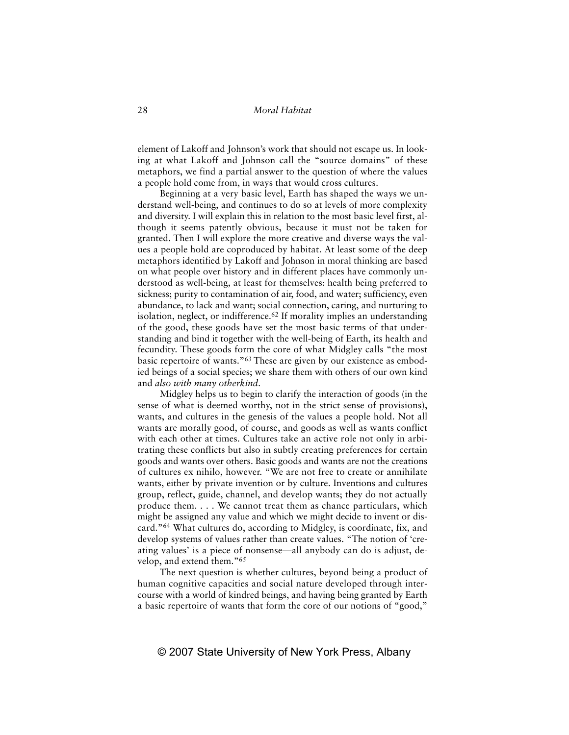element of Lakoff and Johnson's work that should not escape us. In looking at what Lakoff and Johnson call the "source domains" of these metaphors, we find a partial answer to the question of where the values a people hold come from, in ways that would cross cultures.

Beginning at a very basic level, Earth has shaped the ways we understand well-being, and continues to do so at levels of more complexity and diversity. I will explain this in relation to the most basic level first, although it seems patently obvious, because it must not be taken for granted. Then I will explore the more creative and diverse ways the values a people hold are coproduced by habitat. At least some of the deep metaphors identified by Lakoff and Johnson in moral thinking are based on what people over history and in different places have commonly understood as well-being, at least for themselves: health being preferred to sickness; purity to contamination of air, food, and water; sufficiency, even abundance, to lack and want; social connection, caring, and nurturing to isolation, neglect, or indifference.[62] If morality implies an understanding of the good, these goods have set the most basic terms of that understanding and bind it together with the well-being of Earth, its health and fecundity. These goods form the core of what Midgley calls "the most basic repertoire of wants."[63] These are given by our existence as embodied beings of a social species; we share them with others of our own kind and *also with many otherkind*.

Midgley helps us to begin to clarify the interaction of goods (in the sense of what is deemed worthy, not in the strict sense of provisions), wants, and cultures in the genesis of the values a people hold. Not all wants are morally good, of course, and goods as well as wants conflict with each other at times. Cultures take an active role not only in arbitrating these conflicts but also in subtly creating preferences for certain goods and wants over others. Basic goods and wants are not the creations of cultures ex nihilo, however. "We are not free to create or annihilate wants, either by private invention or by culture. Inventions and cultures group, reflect, guide, channel, and develop wants; they do not actually produce them. . . . We cannot treat them as chance particulars, which might be assigned any value and which we might decide to invent or discard."[64] What cultures do, according to Midgley, is coordinate, fix, and develop systems of values rather than create values. "The notion of 'creating values' is a piece of nonsense—all anybody can do is adjust, develop, and extend them."[65]

The next question is whether cultures, beyond being a product of human cognitive capacities and social nature developed through intercourse with a world of kindred beings, and having being granted by Earth a basic repertoire of wants that form the core of our notions of "good,"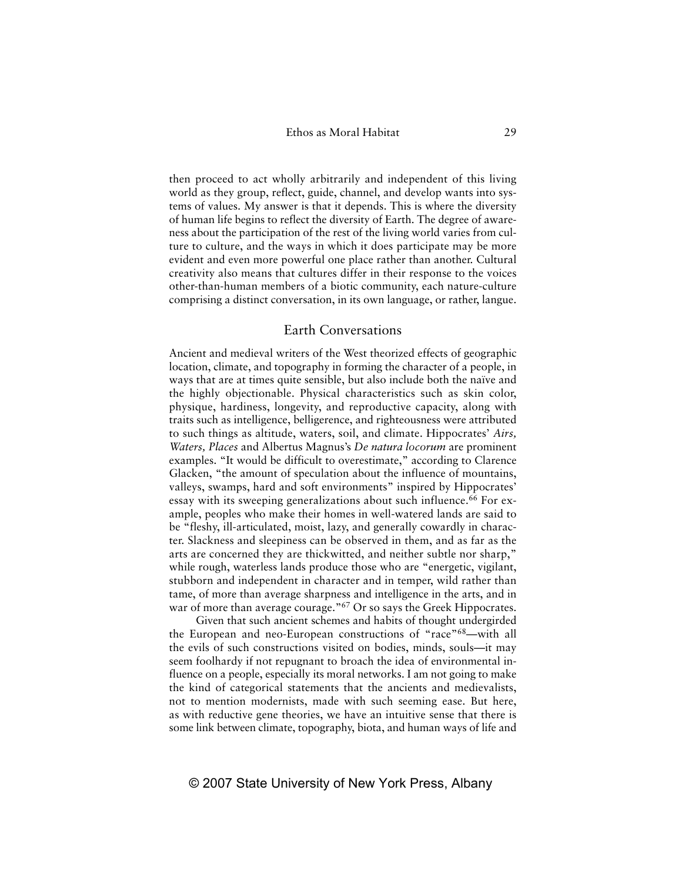then proceed to act wholly arbitrarily and independent of this living world as they group, reflect, guide, channel, and develop wants into systems of values. My answer is that it depends. This is where the diversity of human life begins to reflect the diversity of Earth. The degree of awareness about the participation of the rest of the living world varies from culture to culture, and the ways in which it does participate may be more evident and even more powerful one place rather than another. Cultural creativity also means that cultures differ in their response to the voices other-than-human members of a biotic community, each nature-culture comprising a distinct conversation, in its own language, or rather, langue.

## Earth Conversations

Ancient and medieval writers of the West theorized effects of geographic location, climate, and topography in forming the character of a people, in ways that are at times quite sensible, but also include both the naïve and the highly objectionable. Physical characteristics such as skin color, physique, hardiness, longevity, and reproductive capacity, along with traits such as intelligence, belligerence, and righteousness were attributed to such things as altitude, waters, soil, and climate. Hippocrates' *Airs, Waters, Places* and Albertus Magnus's *De natura locorum* are prominent examples. "It would be difficult to overestimate," according to Clarence Glacken, "the amount of speculation about the influence of mountains, valleys, swamps, hard and soft environments" inspired by Hippocrates' essay with its sweeping generalizations about such influence.[66] For example, peoples who make their homes in well-watered lands are said to be "fleshy, ill-articulated, moist, lazy, and generally cowardly in character. Slackness and sleepiness can be observed in them, and as far as the arts are concerned they are thickwitted, and neither subtle nor sharp," while rough, waterless lands produce those who are "energetic, vigilant, stubborn and independent in character and in temper, wild rather than tame, of more than average sharpness and intelligence in the arts, and in war of more than average courage."[67] Or so says the Greek Hippocrates.

Given that such ancient schemes and habits of thought undergirded the European and neo-European constructions of "race"[68]—with all the evils of such constructions visited on bodies, minds, souls—it may seem foolhardy if not repugnant to broach the idea of environmental influence on a people, especially its moral networks. I am not going to make the kind of categorical statements that the ancients and medievalists, not to mention modernists, made with such seeming ease. But here, as with reductive gene theories, we have an intuitive sense that there is some link between climate, topography, biota, and human ways of life and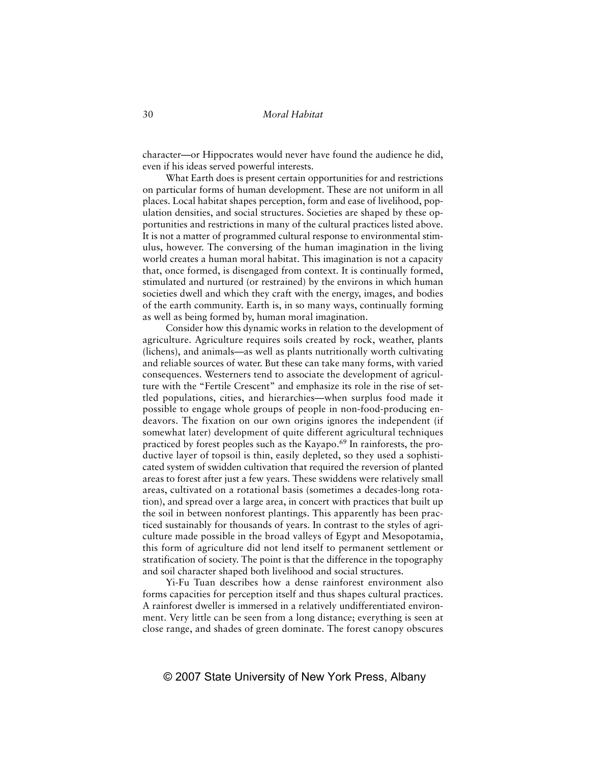character—or Hippocrates would never have found the audience he did, even if his ideas served powerful interests.

What Earth does is present certain opportunities for and restrictions on particular forms of human development. These are not uniform in all places. Local habitat shapes perception, form and ease of livelihood, population densities, and social structures. Societies are shaped by these opportunities and restrictions in many of the cultural practices listed above. It is not a matter of programmed cultural response to environmental stimulus, however. The conversing of the human imagination in the living world creates a human moral habitat. This imagination is not a capacity that, once formed, is disengaged from context. It is continually formed, stimulated and nurtured (or restrained) by the environs in which human societies dwell and which they craft with the energy, images, and bodies of the earth community. Earth is, in so many ways, continually forming as well as being formed by, human moral imagination.

Consider how this dynamic works in relation to the development of agriculture. Agriculture requires soils created by rock, weather, plants (lichens), and animals—as well as plants nutritionally worth cultivating and reliable sources of water. But these can take many forms, with varied consequences. Westerners tend to associate the development of agriculture with the "Fertile Crescent" and emphasize its role in the rise of settled populations, cities, and hierarchies—when surplus food made it possible to engage whole groups of people in non-food-producing endeavors. The fixation on our own origins ignores the independent (if somewhat later) development of quite different agricultural techniques practiced by forest peoples such as the Kayapo.[69] In rainforests, the productive layer of topsoil is thin, easily depleted, so they used a sophisticated system of swidden cultivation that required the reversion of planted areas to forest after just a few years. These swiddens were relatively small areas, cultivated on a rotational basis (sometimes a decades-long rotation), and spread over a large area, in concert with practices that built up the soil in between nonforest plantings. This apparently has been practiced sustainably for thousands of years. In contrast to the styles of agriculture made possible in the broad valleys of Egypt and Mesopotamia, this form of agriculture did not lend itself to permanent settlement or stratification of society. The point is that the difference in the topography and soil character shaped both livelihood and social structures.

Yi-Fu Tuan describes how a dense rainforest environment also forms capacities for perception itself and thus shapes cultural practices. A rainforest dweller is immersed in a relatively undifferentiated environment. Very little can be seen from a long distance; everything is seen at close range, and shades of green dominate. The forest canopy obscures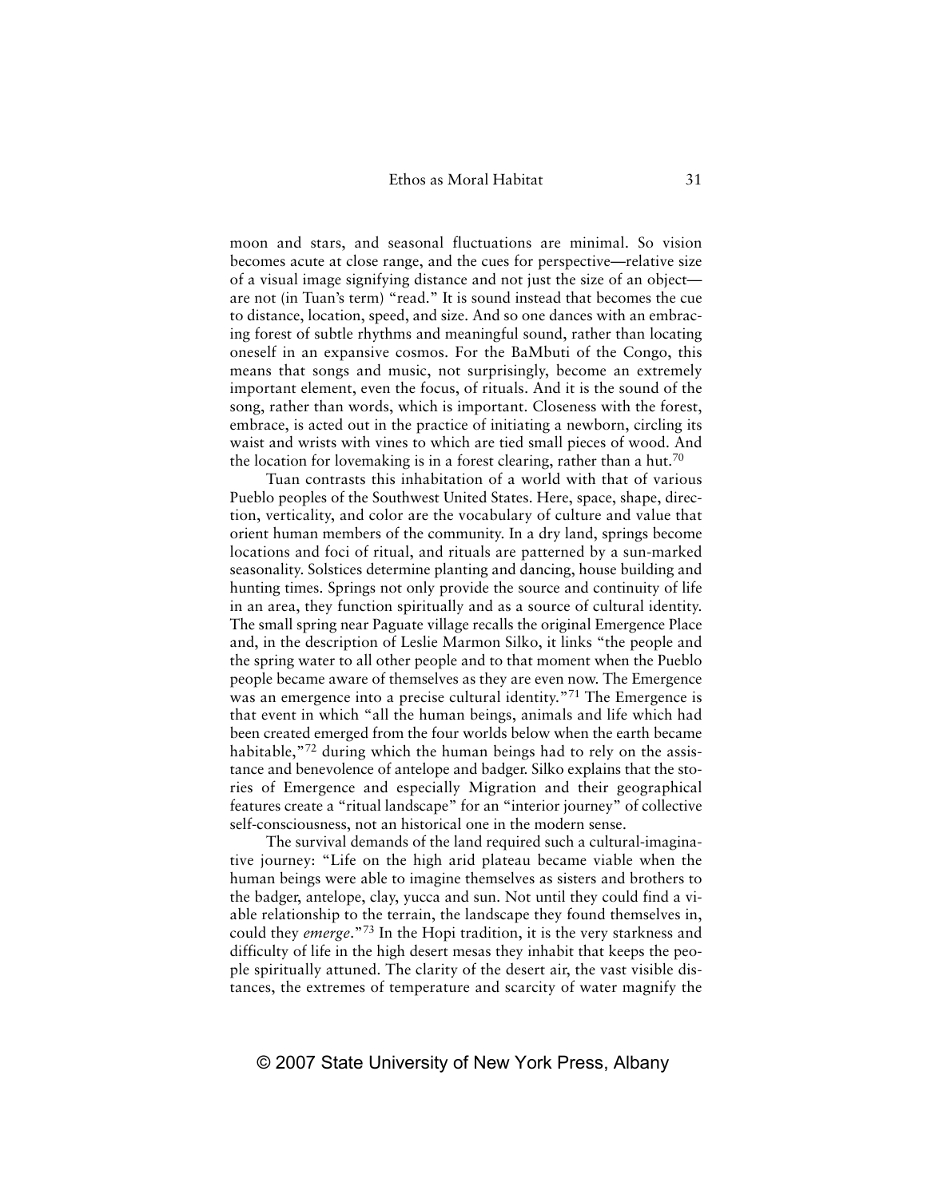moon and stars, and seasonal fluctuations are minimal. So vision becomes acute at close range, and the cues for perspective—relative size of a visual image signifying distance and not just the size of an object—are not (in Tuan's term) "read." It is sound instead that becomes the cue to distance, location, speed, and size. And so one dances with an embracing forest of subtle rhythms and meaningful sound, rather than locating oneself in an expansive cosmos. For the BaMbuti of the Congo, this means that songs and music, not surprisingly, become an extremely important element, even the focus, of rituals. And it is the sound of the song, rather than words, which is important. Closeness with the forest, embrace, is acted out in the practice of initiating a newborn, circling its waist and wrists with vines to which are tied small pieces of wood. And the location for lovemaking is in a forest clearing, rather than a hut.[70]

Tuan contrasts this inhabitation of a world with that of various Pueblo peoples of the Southwest United States. Here, space, shape, direction, verticality, and color are the vocabulary of culture and value that orient human members of the community. In a dry land, springs become locations and foci of ritual, and rituals are patterned by a sun-marked seasonality. Solstices determine planting and dancing, house building and hunting times. Springs not only provide the source and continuity of life in an area, they function spiritually and as a source of cultural identity. The small spring near Paguate village recalls the original Emergence Place and, in the description of Leslie Marmon Silko, it links "the people and the spring water to all other people and to that moment when the Pueblo people became aware of themselves as they are even now. The Emergence was an emergence into a precise cultural identity."[71] The Emergence is that event in which "all the human beings, animals and life which had been created emerged from the four worlds below when the earth became habitable,"[72] during which the human beings had to rely on the assistance and benevolence of antelope and badger. Silko explains that the stories of Emergence and especially Migration and their geographical features create a "ritual landscape" for an "interior journey" of collective self-consciousness, not an historical one in the modern sense.

The survival demands of the land required such a cultural-imaginative journey: "Life on the high arid plateau became viable when the human beings were able to imagine themselves as sisters and brothers to the badger, antelope, clay, yucca and sun. Not until they could find a viable relationship to the terrain, the landscape they found themselves in, could they *emerge*."[73] In the Hopi tradition, it is the very starkness and difficulty of life in the high desert mesas they inhabit that keeps the people spiritually attuned. The clarity of the desert air, the vast visible distances, the extremes of temperature and scarcity of water magnify the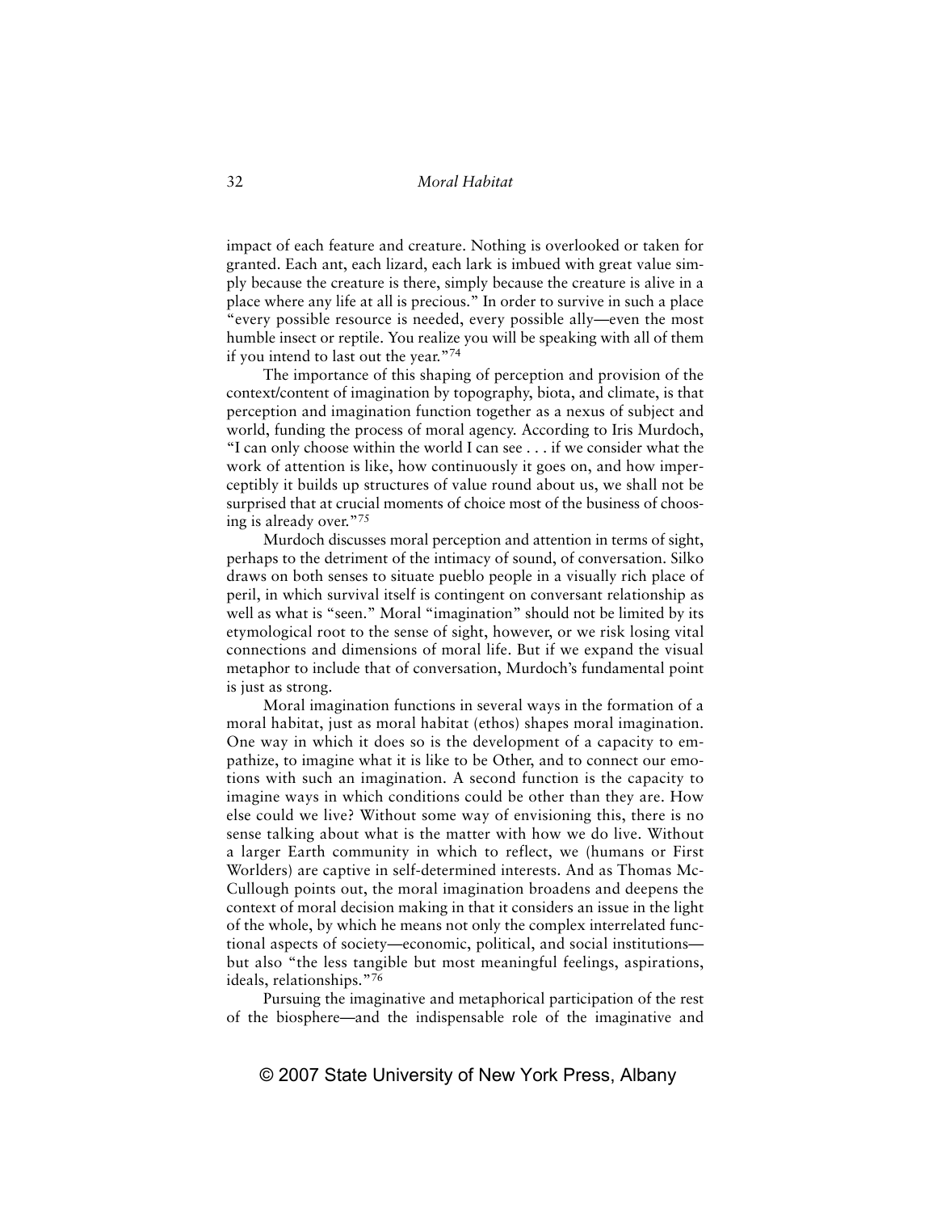impact of each feature and creature. Nothing is overlooked or taken for granted. Each ant, each lizard, each lark is imbued with great value simply because the creature is there, simply because the creature is alive in a place where any life at all is precious." In order to survive in such a place "every possible resource is needed, every possible ally—even the most humble insect or reptile. You realize you will be speaking with all of them if you intend to last out the year."[74]

The importance of this shaping of perception and provision of the context/content of imagination by topography, biota, and climate, is that perception and imagination function together as a nexus of subject and world, funding the process of moral agency. According to Iris Murdoch, "I can only choose within the world I can see . . . if we consider what the work of attention is like, how continuously it goes on, and how imperceptibly it builds up structures of value round about us, we shall not be surprised that at crucial moments of choice most of the business of choosing is already over."[75]

Murdoch discusses moral perception and attention in terms of sight, perhaps to the detriment of the intimacy of sound, of conversation. Silko draws on both senses to situate pueblo people in a visually rich place of peril, in which survival itself is contingent on conversant relationship as well as what is "seen." Moral "imagination" should not be limited by its etymological root to the sense of sight, however, or we risk losing vital connections and dimensions of moral life. But if we expand the visual metaphor to include that of conversation, Murdoch's fundamental point is just as strong.

Moral imagination functions in several ways in the formation of a moral habitat, just as moral habitat (ethos) shapes moral imagination. One way in which it does so is the development of a capacity to empathize, to imagine what it is like to be Other, and to connect our emotions with such an imagination. A second function is the capacity to imagine ways in which conditions could be other than they are. How else could we live? Without some way of envisioning this, there is no sense talking about what is the matter with how we do live. Without a larger Earth community in which to reflect, we (humans or First Worlders) are captive in self-determined interests. And as Thomas McCullough points out, the moral imagination broadens and deepens the context of moral decision making in that it considers an issue in the light of the whole, by which he means not only the complex interrelated functional aspects of society—economic, political, and social institutions—but also "the less tangible but most meaningful feelings, aspirations, ideals, relationships."[76]

Pursuing the imaginative and metaphorical participation of the rest of the biosphere—and the indispensable role of the imaginative and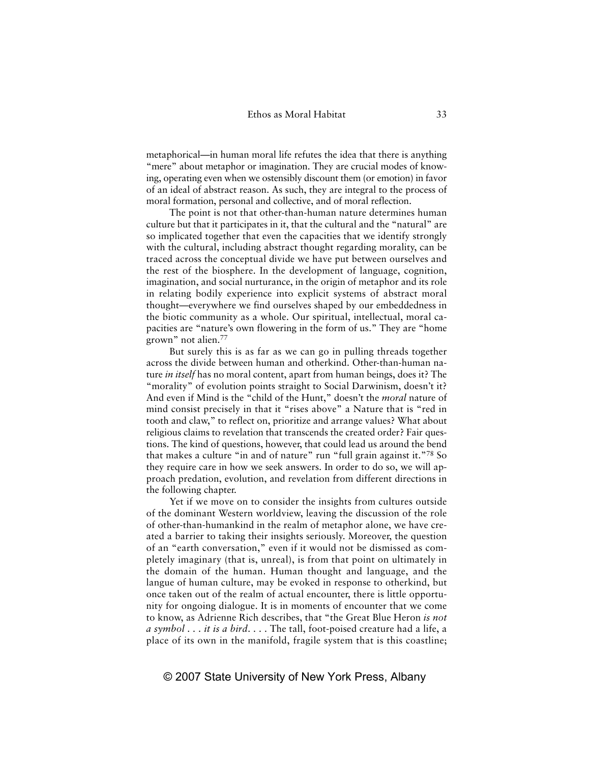metaphorical—in human moral life refutes the idea that there is anything "mere" about metaphor or imagination. They are crucial modes of knowing, operating even when we ostensibly discount them (or emotion) in favor of an ideal of abstract reason. As such, they are integral to the process of moral formation, personal and collective, and of moral reflection.

The point is not that other-than-human nature determines human culture but that it participates in it, that the cultural and the "natural" are so implicated together that even the capacities that we identify strongly with the cultural, including abstract thought regarding morality, can be traced across the conceptual divide we have put between ourselves and the rest of the biosphere. In the development of language, cognition, imagination, and social nurturance, in the origin of metaphor and its role in relating bodily experience into explicit systems of abstract moral thought—everywhere we find ourselves shaped by our embeddedness in the biotic community as a whole. Our spiritual, intellectual, moral capacities are "nature's own flowering in the form of us." They are "home grown" not alien.[77]

But surely this is as far as we can go in pulling threads together across the divide between human and otherkind. Other-than-human nature *in itself* has no moral content, apart from human beings, does it? The "morality" of evolution points straight to Social Darwinism, doesn't it? And even if Mind is the "child of the Hunt," doesn't the *moral* nature of mind consist precisely in that it "rises above" a Nature that is "red in tooth and claw," to reflect on, prioritize and arrange values? What about religious claims to revelation that transcends the created order? Fair questions. The kind of questions, however, that could lead us around the bend that makes a culture "in and of nature" run "full grain against it."[78] So they require care in how we seek answers. In order to do so, we will approach predation, evolution, and revelation from different directions in the following chapter.

Yet if we move on to consider the insights from cultures outside of the dominant Western worldview, leaving the discussion of the role of other-than-humankind in the realm of metaphor alone, we have created a barrier to taking their insights seriously. Moreover, the question of an "earth conversation," even if it would not be dismissed as completely imaginary (that is, unreal), is from that point on ultimately in the domain of the human. Human thought and language, and the langue of human culture, may be evoked in response to otherkind, but once taken out of the realm of actual encounter, there is little opportunity for ongoing dialogue. It is in moments of encounter that we come to know, as Adrienne Rich describes, that "the Great Blue Heron *is not a symbol . . . it is a bird*. . . . The tall, foot-poised creature had a life, a place of its own in the manifold, fragile system that is this coastline;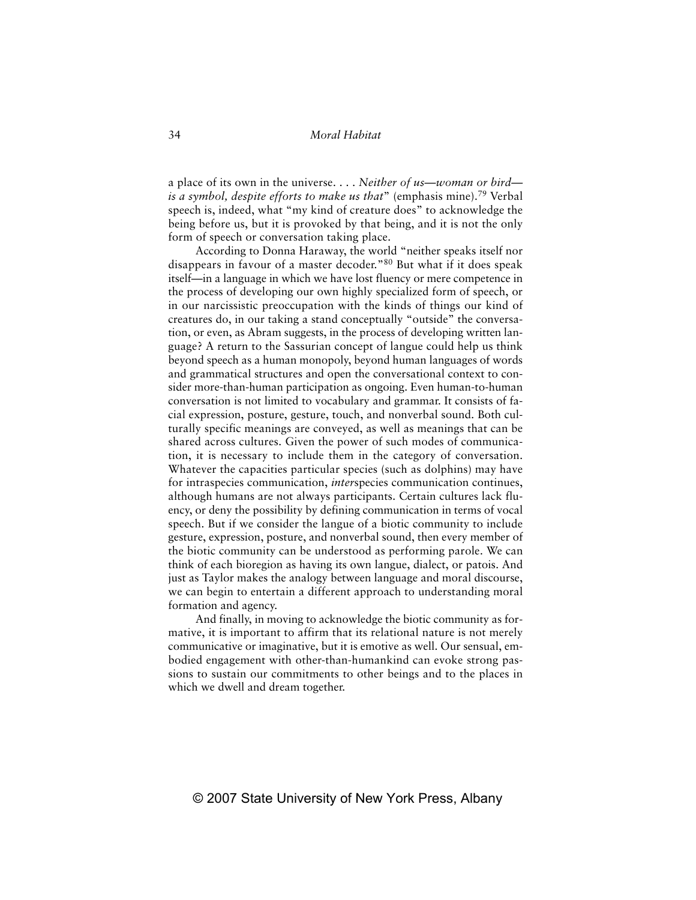a place of its own in the universe. . . . *Neither of us—woman or bird—is a symbol, despite efforts to make us that*" (emphasis mine).[79] Verbal speech is, indeed, what "my kind of creature does" to acknowledge the being before us, but it is provoked by that being, and it is not the only form of speech or conversation taking place.

According to Donna Haraway, the world "neither speaks itself nor disappears in favour of a master decoder."[80] But what if it does speak itself—in a language in which we have lost fluency or mere competence in the process of developing our own highly specialized form of speech, or in our narcissistic preoccupation with the kinds of things our kind of creatures do, in our taking a stand conceptually "outside" the conversation, or even, as Abram suggests, in the process of developing written language? A return to the Sassurian concept of langue could help us think beyond speech as a human monopoly, beyond human languages of words and grammatical structures and open the conversational context to consider more-than-human participation as ongoing. Even human-to-human conversation is not limited to vocabulary and grammar. It consists of facial expression, posture, gesture, touch, and nonverbal sound. Both culturally specific meanings are conveyed, as well as meanings that can be shared across cultures. Given the power of such modes of communication, it is necessary to include them in the category of conversation. Whatever the capacities particular species (such as dolphins) may have for intraspecies communication, *inter*species communication continues, although humans are not always participants. Certain cultures lack fluency, or deny the possibility by defining communication in terms of vocal speech. But if we consider the langue of a biotic community to include gesture, expression, posture, and nonverbal sound, then every member of the biotic community can be understood as performing parole. We can think of each bioregion as having its own langue, dialect, or patois. And just as Taylor makes the analogy between language and moral discourse, we can begin to entertain a different approach to understanding moral formation and agency.

And finally, in moving to acknowledge the biotic community as formative, it is important to affirm that its relational nature is not merely communicative or imaginative, but it is emotive as well. Our sensual, embodied engagement with other-than-humankind can evoke strong passions to sustain our commitments to other beings and to the places in which we dwell and dream together.

© 2007 State University of New York Press, Albany